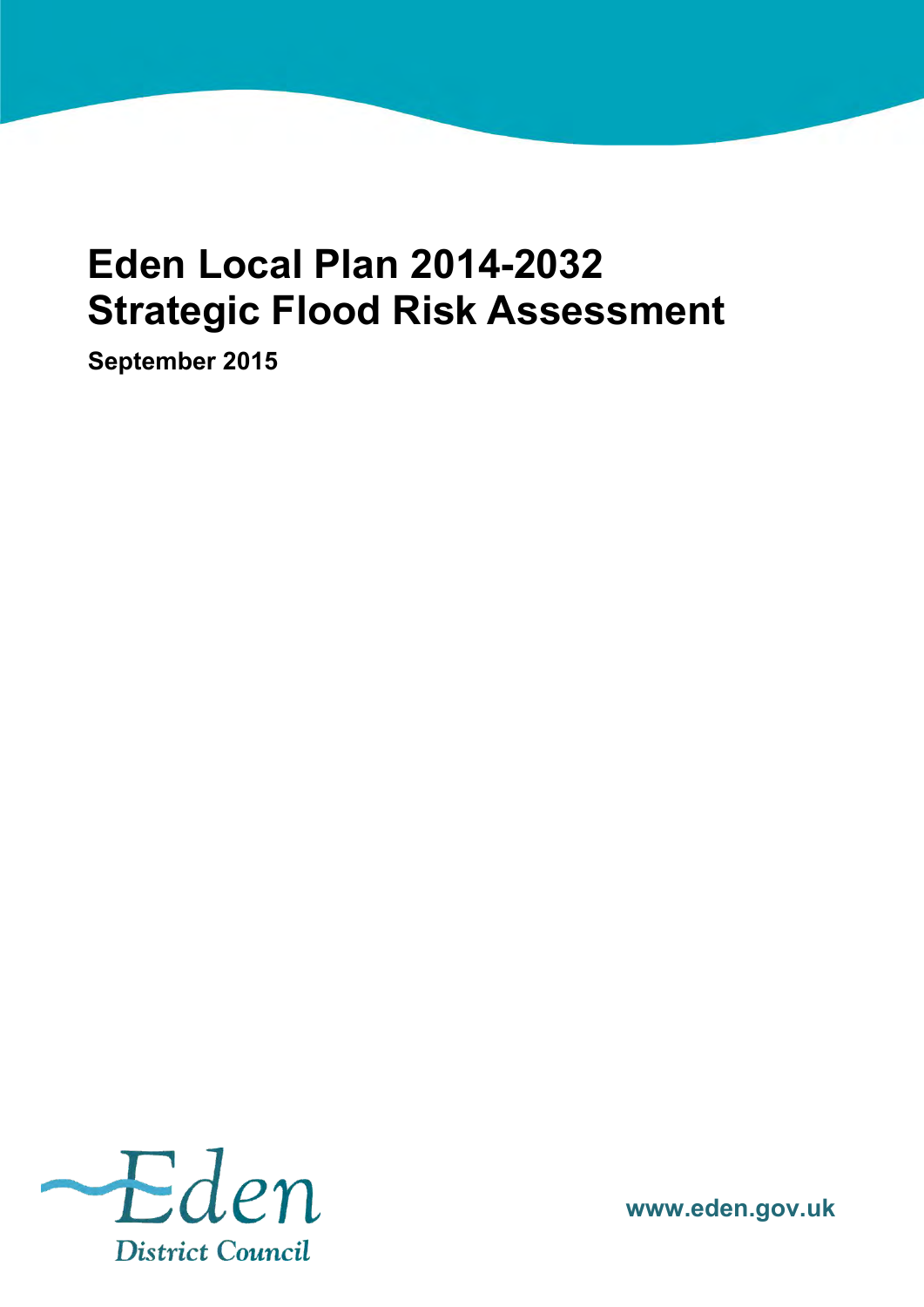# Eden Local Plan 2014-2032
# Strategic Flood Risk Assessment

**September 2015**

Eden District Council

www.eden.gov.uk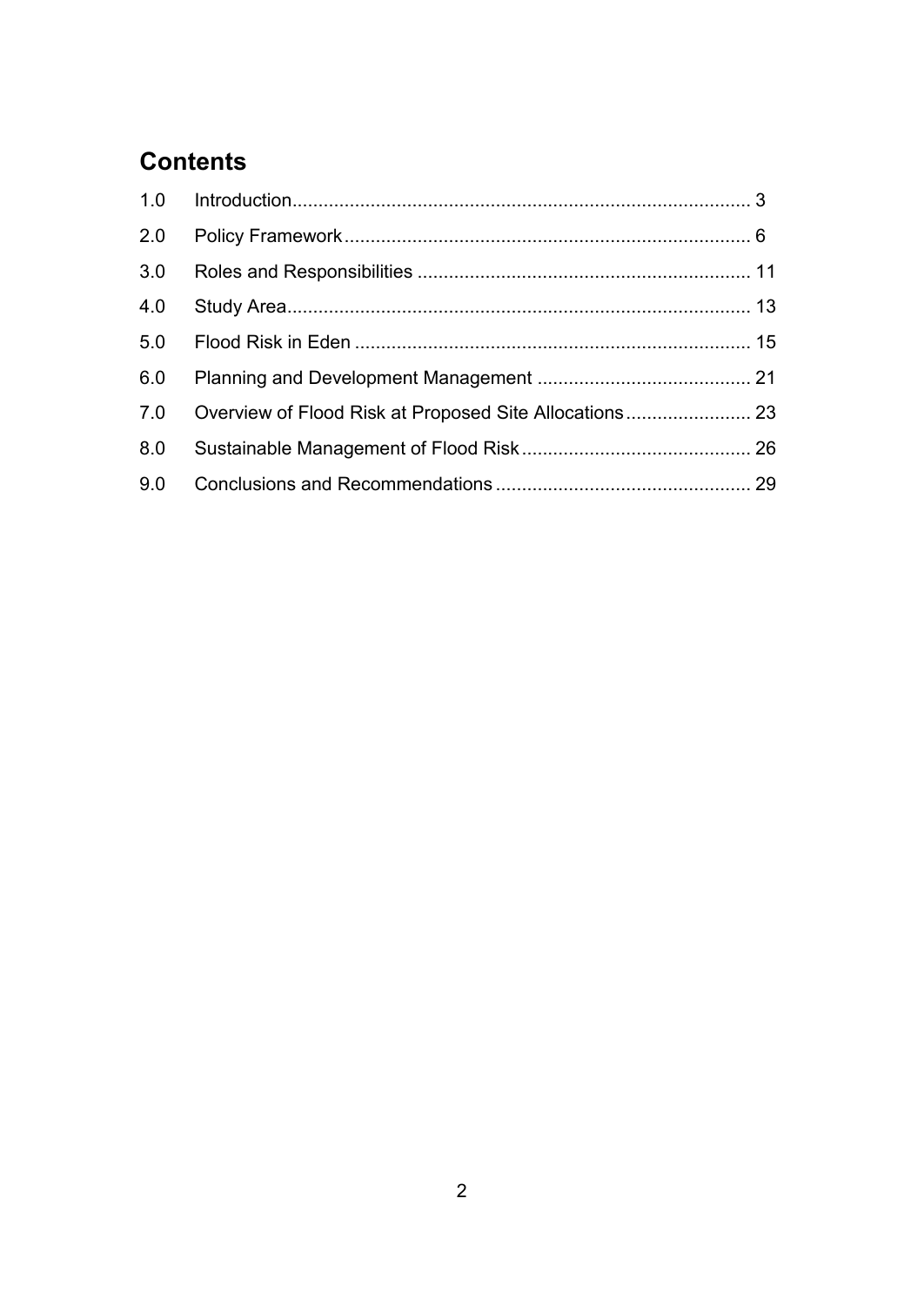## Contents

| | | |
|---|---|---|
| 1.0 | Introduction | 3 |
| 2.0 | Policy Framework | 6 |
| 3.0 | Roles and Responsibilities | 11 |
| 4.0 | Study Area | 13 |
| 5.0 | Flood Risk in Eden | 15 |
| 6.0 | Planning and Development Management | 21 |
| 7.0 | Overview of Flood Risk at Proposed Site Allocations | 23 |
| 8.0 | Sustainable Management of Flood Risk | 26 |
| 9.0 | Conclusions and Recommendations | 29 |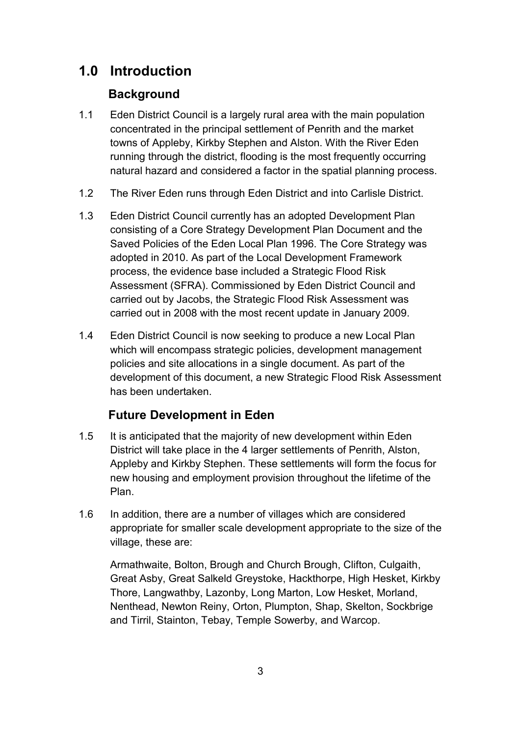# 1.0 Introduction

## Background

1.1 Eden District Council is a largely rural area with the main population concentrated in the principal settlement of Penrith and the market towns of Appleby, Kirkby Stephen and Alston. With the River Eden running through the district, flooding is the most frequently occurring natural hazard and considered a factor in the spatial planning process.

1.2 The River Eden runs through Eden District and into Carlisle District.

1.3 Eden District Council currently has an adopted Development Plan consisting of a Core Strategy Development Plan Document and the Saved Policies of the Eden Local Plan 1996. The Core Strategy was adopted in 2010. As part of the Local Development Framework process, the evidence base included a Strategic Flood Risk Assessment (SFRA). Commissioned by Eden District Council and carried out by Jacobs, the Strategic Flood Risk Assessment was carried out in 2008 with the most recent update in January 2009.

1.4 Eden District Council is now seeking to produce a new Local Plan which will encompass strategic policies, development management policies and site allocations in a single document. As part of the development of this document, a new Strategic Flood Risk Assessment has been undertaken.

## Future Development in Eden

1.5 It is anticipated that the majority of new development within Eden District will take place in the 4 larger settlements of Penrith, Alston, Appleby and Kirkby Stephen. These settlements will form the focus for new housing and employment provision throughout the lifetime of the Plan.

1.6 In addition, there are a number of villages which are considered appropriate for smaller scale development appropriate to the size of the village, these are:

Armathwaite, Bolton, Brough and Church Brough, Clifton, Culgaith, Great Asby, Great Salkeld Greystoke, Hackthorpe, High Hesket, Kirkby Thore, Langwathby, Lazonby, Long Marton, Low Hesket, Morland, Nenthead, Newton Reiny, Orton, Plumpton, Shap, Skelton, Sockbrige and Tirril, Stainton, Tebay, Temple Sowerby, and Warcop.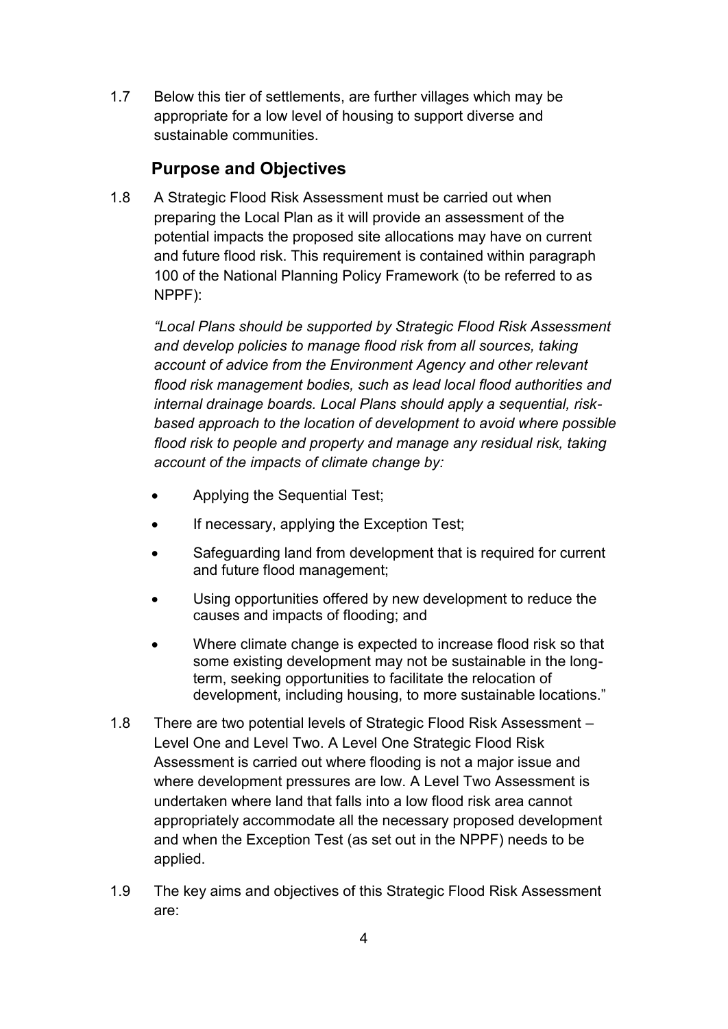1.7 Below this tier of settlements, are further villages which may be appropriate for a low level of housing to support diverse and sustainable communities.

## Purpose and Objectives

1.8 A Strategic Flood Risk Assessment must be carried out when preparing the Local Plan as it will provide an assessment of the potential impacts the proposed site allocations may have on current and future flood risk. This requirement is contained within paragraph 100 of the National Planning Policy Framework (to be referred to as NPPF):

> *"Local Plans should be supported by Strategic Flood Risk Assessment and develop policies to manage flood risk from all sources, taking account of advice from the Environment Agency and other relevant flood risk management bodies, such as lead local flood authorities and internal drainage boards. Local Plans should apply a sequential, risk-based approach to the location of development to avoid where possible flood risk to people and property and manage any residual risk, taking account of the impacts of climate change by:*
>
> - Applying the Sequential Test;
> - If necessary, applying the Exception Test;
> - Safeguarding land from development that is required for current and future flood management;
> - Using opportunities offered by new development to reduce the causes and impacts of flooding; and
> - Where climate change is expected to increase flood risk so that some existing development may not be sustainable in the long-term, seeking opportunities to facilitate the relocation of development, including housing, to more sustainable locations."

1.8 There are two potential levels of Strategic Flood Risk Assessment – Level One and Level Two. A Level One Strategic Flood Risk Assessment is carried out where flooding is not a major issue and where development pressures are low. A Level Two Assessment is undertaken where land that falls into a low flood risk area cannot appropriately accommodate all the necessary proposed development and when the Exception Test (as set out in the NPPF) needs to be applied.

1.9 The key aims and objectives of this Strategic Flood Risk Assessment are: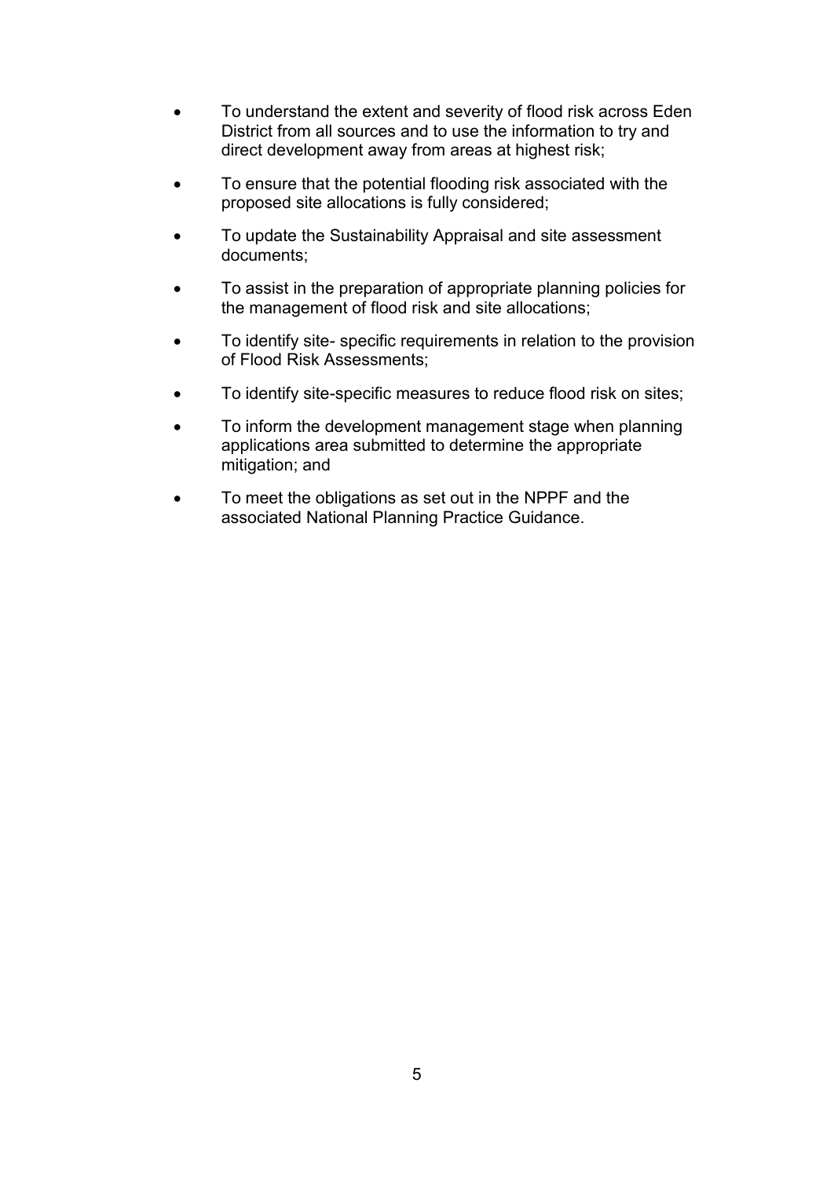- To understand the extent and severity of flood risk across Eden District from all sources and to use the information to try and direct development away from areas at highest risk;
- To ensure that the potential flooding risk associated with the proposed site allocations is fully considered;
- To update the Sustainability Appraisal and site assessment documents;
- To assist in the preparation of appropriate planning policies for the management of flood risk and site allocations;
- To identify site- specific requirements in relation to the provision of Flood Risk Assessments;
- To identify site-specific measures to reduce flood risk on sites;
- To inform the development management stage when planning applications area submitted to determine the appropriate mitigation; and
- To meet the obligations as set out in the NPPF and the associated National Planning Practice Guidance.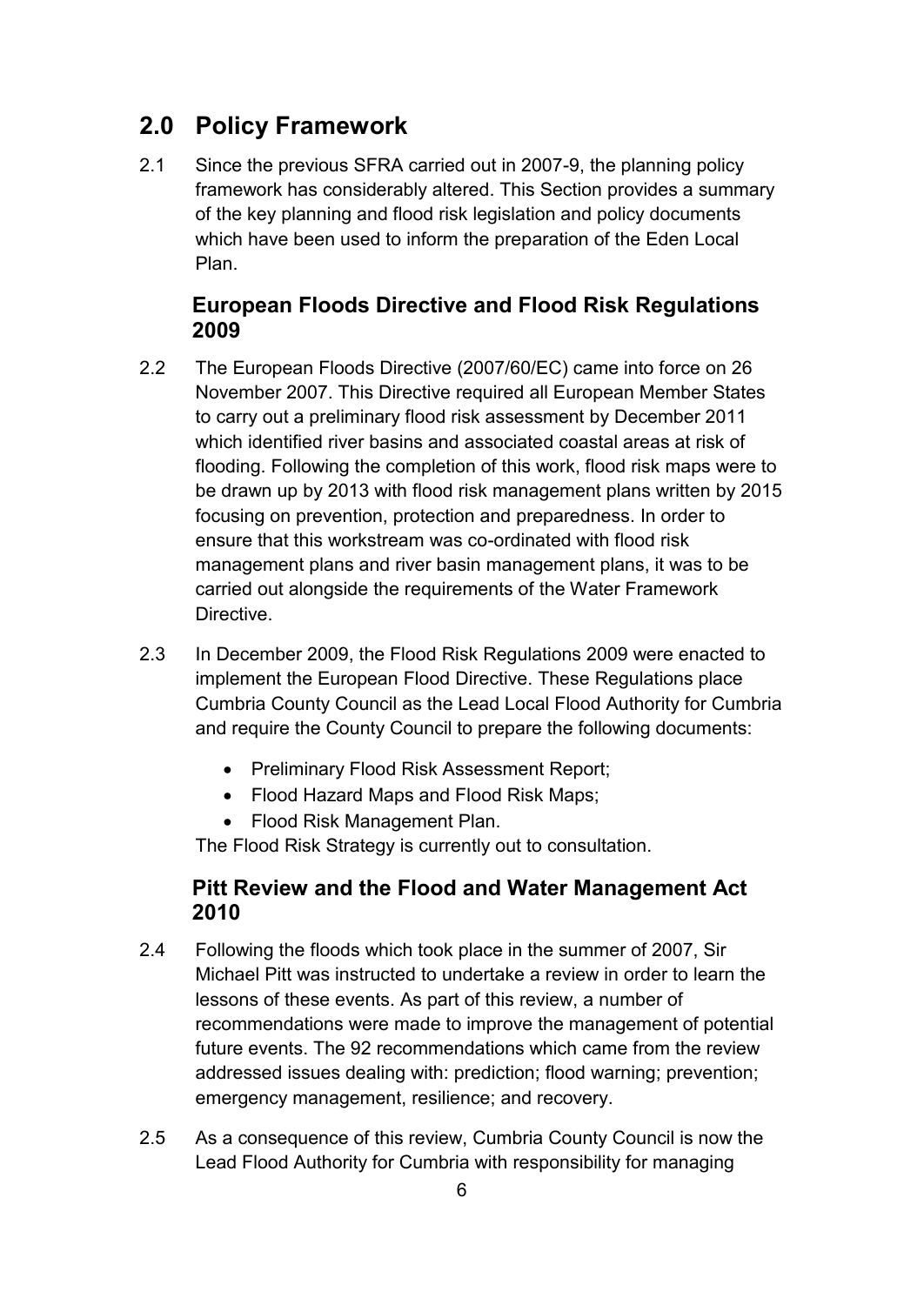# 2.0 Policy Framework

2.1 Since the previous SFRA carried out in 2007-9, the planning policy framework has considerably altered. This Section provides a summary of the key planning and flood risk legislation and policy documents which have been used to inform the preparation of the Eden Local Plan.

## European Floods Directive and Flood Risk Regulations 2009

2.2 The European Floods Directive (2007/60/EC) came into force on 26 November 2007. This Directive required all European Member States to carry out a preliminary flood risk assessment by December 2011 which identified river basins and associated coastal areas at risk of flooding. Following the completion of this work, flood risk maps were to be drawn up by 2013 with flood risk management plans written by 2015 focusing on prevention, protection and preparedness. In order to ensure that this workstream was co-ordinated with flood risk management plans and river basin management plans, it was to be carried out alongside the requirements of the Water Framework Directive.

2.3 In December 2009, the Flood Risk Regulations 2009 were enacted to implement the European Flood Directive. These Regulations place Cumbria County Council as the Lead Local Flood Authority for Cumbria and require the County Council to prepare the following documents:

- Preliminary Flood Risk Assessment Report;
- Flood Hazard Maps and Flood Risk Maps;
- Flood Risk Management Plan.

The Flood Risk Strategy is currently out to consultation.

## Pitt Review and the Flood and Water Management Act 2010

2.4 Following the floods which took place in the summer of 2007, Sir Michael Pitt was instructed to undertake a review in order to learn the lessons of these events. As part of this review, a number of recommendations were made to improve the management of potential future events. The 92 recommendations which came from the review addressed issues dealing with: prediction; flood warning; prevention; emergency management, resilience; and recovery.

2.5 As a consequence of this review, Cumbria County Council is now the Lead Flood Authority for Cumbria with responsibility for managing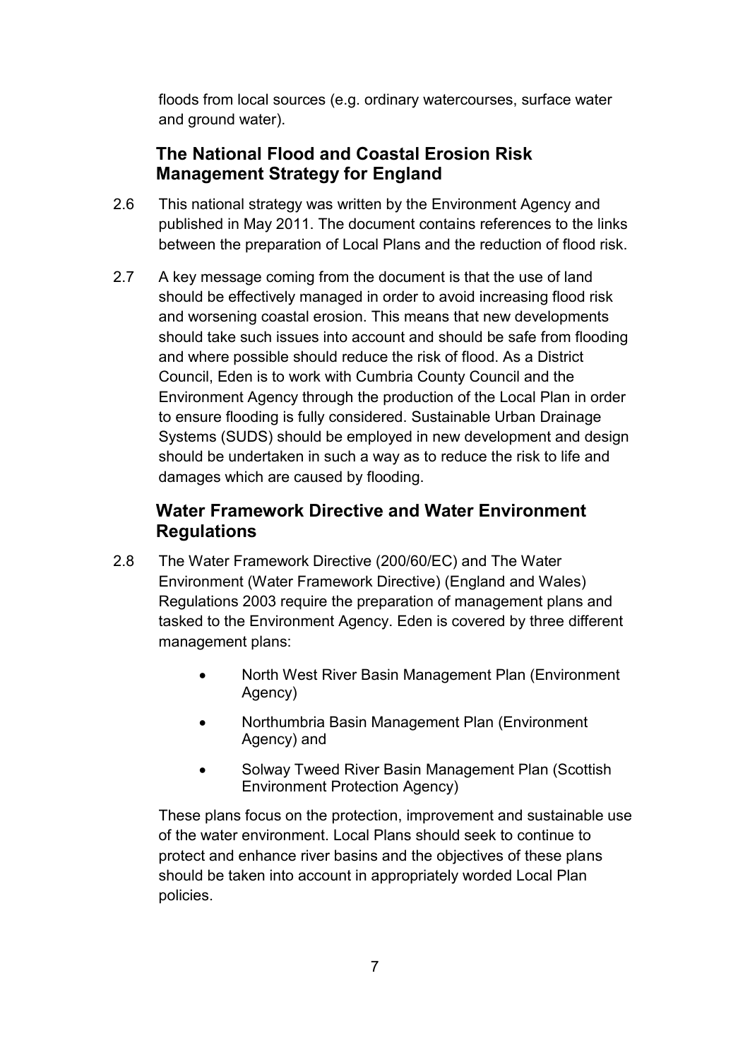floods from local sources (e.g. ordinary watercourses, surface water and ground water).

### The National Flood and Coastal Erosion Risk Management Strategy for England

2.6 This national strategy was written by the Environment Agency and published in May 2011. The document contains references to the links between the preparation of Local Plans and the reduction of flood risk.

2.7 A key message coming from the document is that the use of land should be effectively managed in order to avoid increasing flood risk and worsening coastal erosion. This means that new developments should take such issues into account and should be safe from flooding and where possible should reduce the risk of flood. As a District Council, Eden is to work with Cumbria County Council and the Environment Agency through the production of the Local Plan in order to ensure flooding is fully considered. Sustainable Urban Drainage Systems (SUDS) should be employed in new development and design should be undertaken in such a way as to reduce the risk to life and damages which are caused by flooding.

### Water Framework Directive and Water Environment Regulations

2.8 The Water Framework Directive (200/60/EC) and The Water Environment (Water Framework Directive) (England and Wales) Regulations 2003 require the preparation of management plans and tasked to the Environment Agency. Eden is covered by three different management plans:

- North West River Basin Management Plan (Environment Agency)
- Northumbria Basin Management Plan (Environment Agency) and
- Solway Tweed River Basin Management Plan (Scottish Environment Protection Agency)

These plans focus on the protection, improvement and sustainable use of the water environment. Local Plans should seek to continue to protect and enhance river basins and the objectives of these plans should be taken into account in appropriately worded Local Plan policies.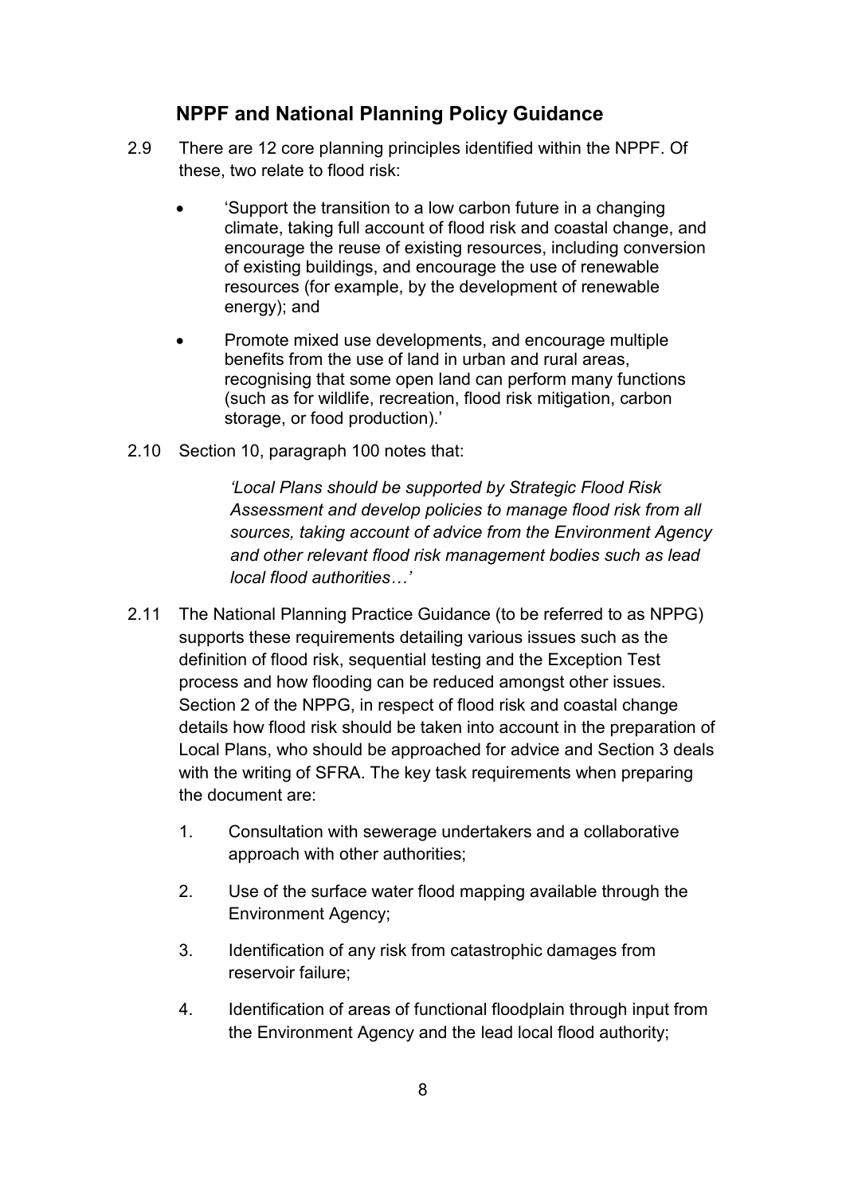## NPPF and National Planning Policy Guidance

2.9 There are 12 core planning principles identified within the NPPF. Of these, two relate to flood risk:

- 'Support the transition to a low carbon future in a changing climate, taking full account of flood risk and coastal change, and encourage the reuse of existing resources, including conversion of existing buildings, and encourage the use of renewable resources (for example, by the development of renewable energy); and
- Promote mixed use developments, and encourage multiple benefits from the use of land in urban and rural areas, recognising that some open land can perform many functions (such as for wildlife, recreation, flood risk mitigation, carbon storage, or food production).'

2.10 Section 10, paragraph 100 notes that:

> *'Local Plans should be supported by Strategic Flood Risk Assessment and develop policies to manage flood risk from all sources, taking account of advice from the Environment Agency and other relevant flood risk management bodies such as lead local flood authorities…'*

2.11 The National Planning Practice Guidance (to be referred to as NPPG) supports these requirements detailing various issues such as the definition of flood risk, sequential testing and the Exception Test process and how flooding can be reduced amongst other issues. Section 2 of the NPPG, in respect of flood risk and coastal change details how flood risk should be taken into account in the preparation of Local Plans, who should be approached for advice and Section 3 deals with the writing of SFRA. The key task requirements when preparing the document are:

1. Consultation with sewerage undertakers and a collaborative approach with other authorities;
2. Use of the surface water flood mapping available through the Environment Agency;
3. Identification of any risk from catastrophic damages from reservoir failure;
4. Identification of areas of functional floodplain through input from the Environment Agency and the lead local flood authority;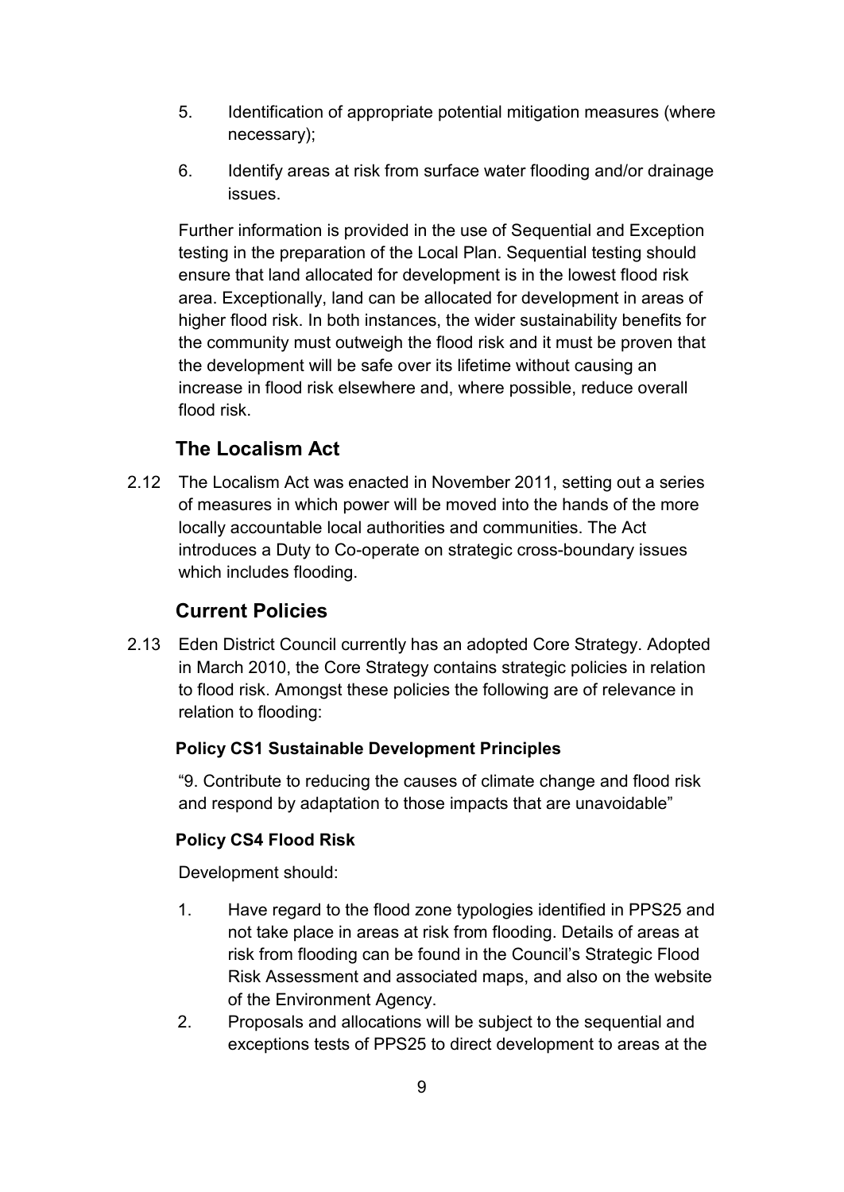5. Identification of appropriate potential mitigation measures (where necessary);
6. Identify areas at risk from surface water flooding and/or drainage issues.

Further information is provided in the use of Sequential and Exception testing in the preparation of the Local Plan. Sequential testing should ensure that land allocated for development is in the lowest flood risk area. Exceptionally, land can be allocated for development in areas of higher flood risk. In both instances, the wider sustainability benefits for the community must outweigh the flood risk and it must be proven that the development will be safe over its lifetime without causing an increase in flood risk elsewhere and, where possible, reduce overall flood risk.

## The Localism Act

2.12 The Localism Act was enacted in November 2011, setting out a series of measures in which power will be moved into the hands of the more locally accountable local authorities and communities. The Act introduces a Duty to Co-operate on strategic cross-boundary issues which includes flooding.

## Current Policies

2.13 Eden District Council currently has an adopted Core Strategy. Adopted in March 2010, the Core Strategy contains strategic policies in relation to flood risk. Amongst these policies the following are of relevance in relation to flooding:

**Policy CS1 Sustainable Development Principles**

"9. Contribute to reducing the causes of climate change and flood risk and respond by adaptation to those impacts that are unavoidable"

**Policy CS4 Flood Risk**

Development should:

1. Have regard to the flood zone typologies identified in PPS25 and not take place in areas at risk from flooding. Details of areas at risk from flooding can be found in the Council's Strategic Flood Risk Assessment and associated maps, and also on the website of the Environment Agency.
2. Proposals and allocations will be subject to the sequential and exceptions tests of PPS25 to direct development to areas at the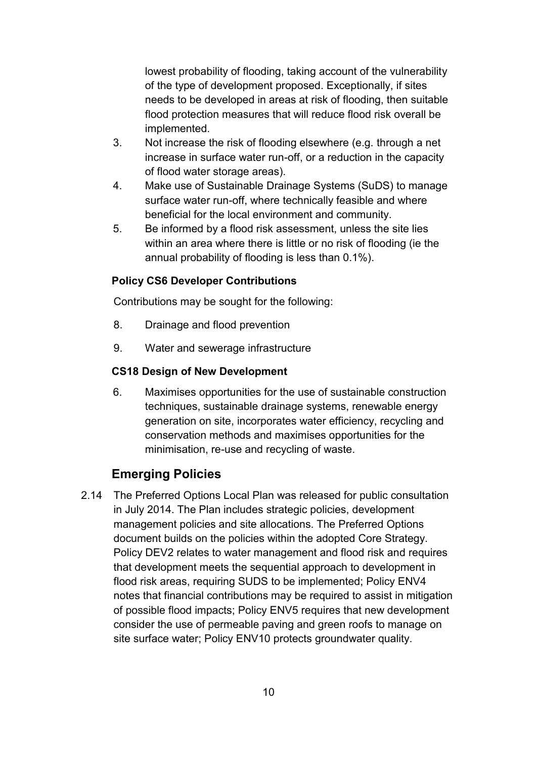lowest probability of flooding, taking account of the vulnerability of the type of development proposed. Exceptionally, if sites needs to be developed in areas at risk of flooding, then suitable flood protection measures that will reduce flood risk overall be implemented.

3. Not increase the risk of flooding elsewhere (e.g. through a net increase in surface water run-off, or a reduction in the capacity of flood water storage areas).
4. Make use of Sustainable Drainage Systems (SuDS) to manage surface water run-off, where technically feasible and where beneficial for the local environment and community.
5. Be informed by a flood risk assessment, unless the site lies within an area where there is little or no risk of flooding (ie the annual probability of flooding is less than 0.1%).

**Policy CS6 Developer Contributions**

Contributions may be sought for the following:

8. Drainage and flood prevention
9. Water and sewerage infrastructure

**CS18 Design of New Development**

6. Maximises opportunities for the use of sustainable construction techniques, sustainable drainage systems, renewable energy generation on site, incorporates water efficiency, recycling and conservation methods and maximises opportunities for the minimisation, re-use and recycling of waste.

## Emerging Policies

2.14 The Preferred Options Local Plan was released for public consultation in July 2014. The Plan includes strategic policies, development management policies and site allocations. The Preferred Options document builds on the policies within the adopted Core Strategy. Policy DEV2 relates to water management and flood risk and requires that development meets the sequential approach to development in flood risk areas, requiring SUDS to be implemented; Policy ENV4 notes that financial contributions may be required to assist in mitigation of possible flood impacts; Policy ENV5 requires that new development consider the use of permeable paving and green roofs to manage on site surface water; Policy ENV10 protects groundwater quality.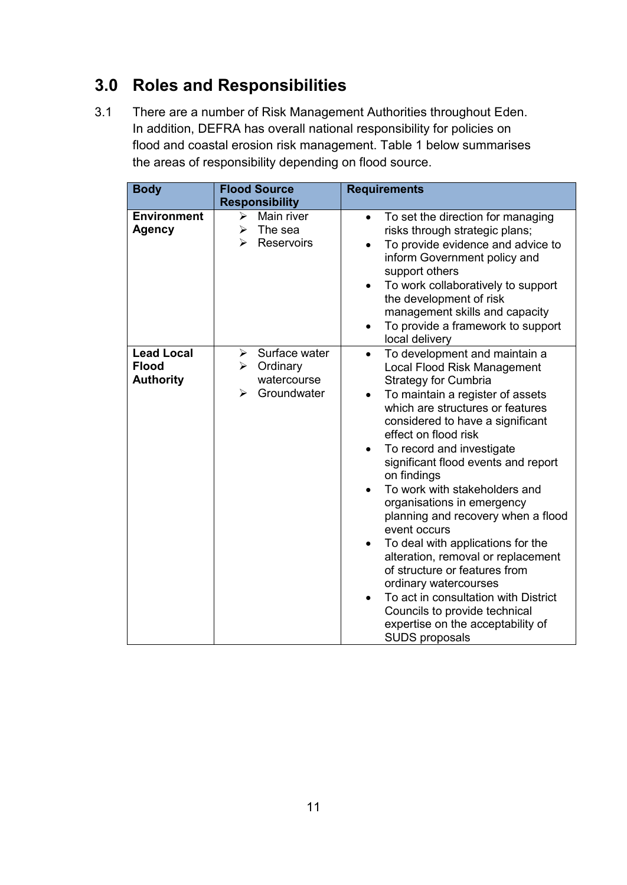## 3.0 Roles and Responsibilities

3.1 There are a number of Risk Management Authorities throughout Eden. In addition, DEFRA has overall national responsibility for policies on flood and coastal erosion risk management. Table 1 below summarises the areas of responsibility depending on flood source.

| Body | Flood Source Responsibility | Requirements |
|---|---|---|
| **Environment Agency** | ➢ Main river<br>➢ The sea<br>➢ Reservoirs | • To set the direction for managing risks through strategic plans;<br>• To provide evidence and advice to inform Government policy and support others<br>• To work collaboratively to support the development of risk management skills and capacity<br>• To provide a framework to support local delivery |
| **Lead Local Flood Authority** | ➢ Surface water<br>➢ Ordinary watercourse<br>➢ Groundwater | • To development and maintain a Local Flood Risk Management Strategy for Cumbria<br>• To maintain a register of assets which are structures or features considered to have a significant effect on flood risk<br>• To record and investigate significant flood events and report on findings<br>• To work with stakeholders and organisations in emergency planning and recovery when a flood event occurs<br>• To deal with applications for the alteration, removal or replacement of structure or features from ordinary watercourses<br>• To act in consultation with District Councils to provide technical expertise on the acceptability of SUDS proposals |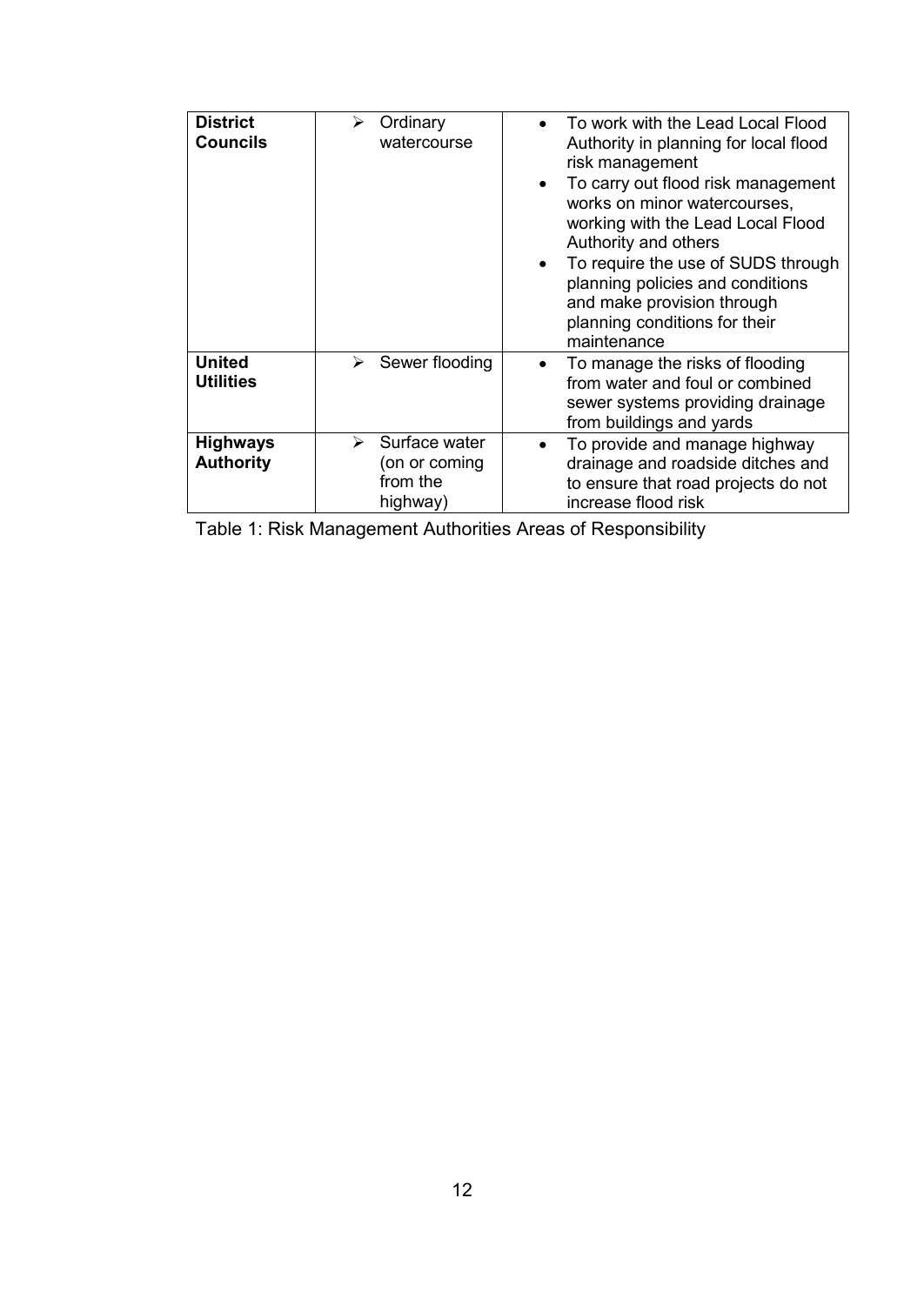| **District Councils** | ➢ Ordinary watercourse | • To work with the Lead Local Flood Authority in planning for local flood risk management<br>• To carry out flood risk management works on minor watercourses, working with the Lead Local Flood Authority and others<br>• To require the use of SUDS through planning policies and conditions and make provision through planning conditions for their maintenance |
|---|---|---|
| **United Utilities** | ➢ Sewer flooding | • To manage the risks of flooding from water and foul or combined sewer systems providing drainage from buildings and yards |
| **Highways Authority** | ➢ Surface water (on or coming from the highway) | • To provide and manage highway drainage and roadside ditches and to ensure that road projects do not increase flood risk |

Table 1: Risk Management Authorities Areas of Responsibility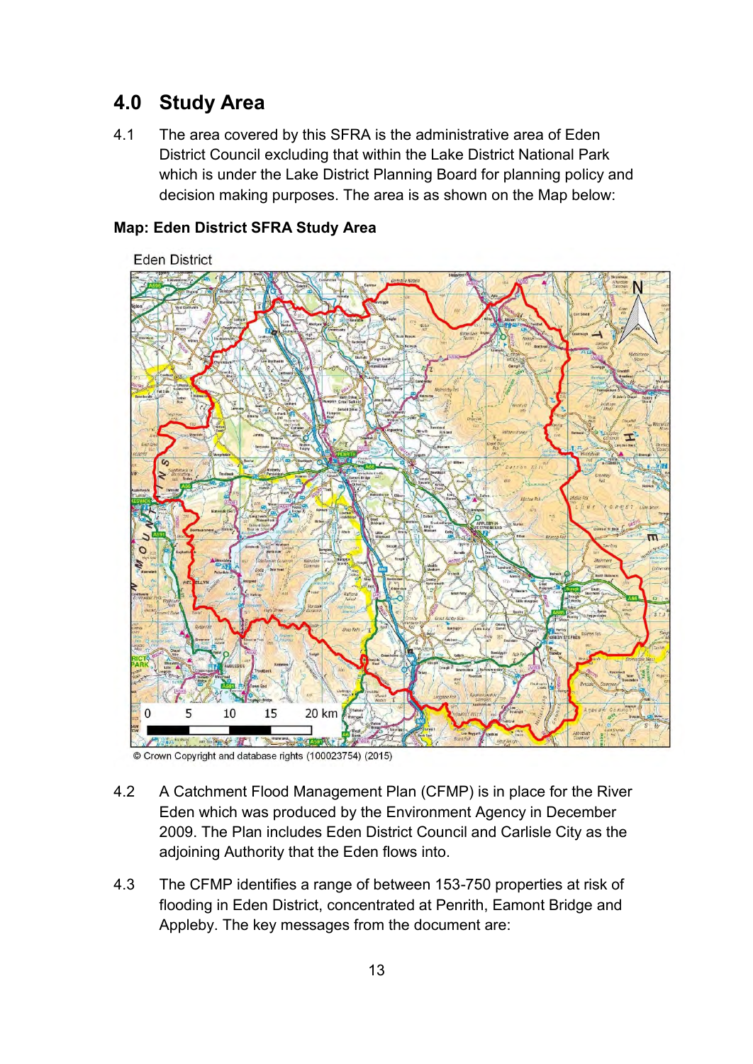## 4.0 Study Area

4.1 The area covered by this SFRA is the administrative area of Eden District Council excluding that within the Lake District National Park which is under the Lake District Planning Board for planning policy and decision making purposes. The area is as shown on the Map below:

**Map: Eden District SFRA Study Area**

© Crown Copyright and database rights (100023754) (2015)

4.2 A Catchment Flood Management Plan (CFMP) is in place for the River Eden which was produced by the Environment Agency in December 2009. The Plan includes Eden District Council and Carlisle City as the adjoining Authority that the Eden flows into.

4.3 The CFMP identifies a range of between 153-750 properties at risk of flooding in Eden District, concentrated at Penrith, Eamont Bridge and Appleby. The key messages from the document are: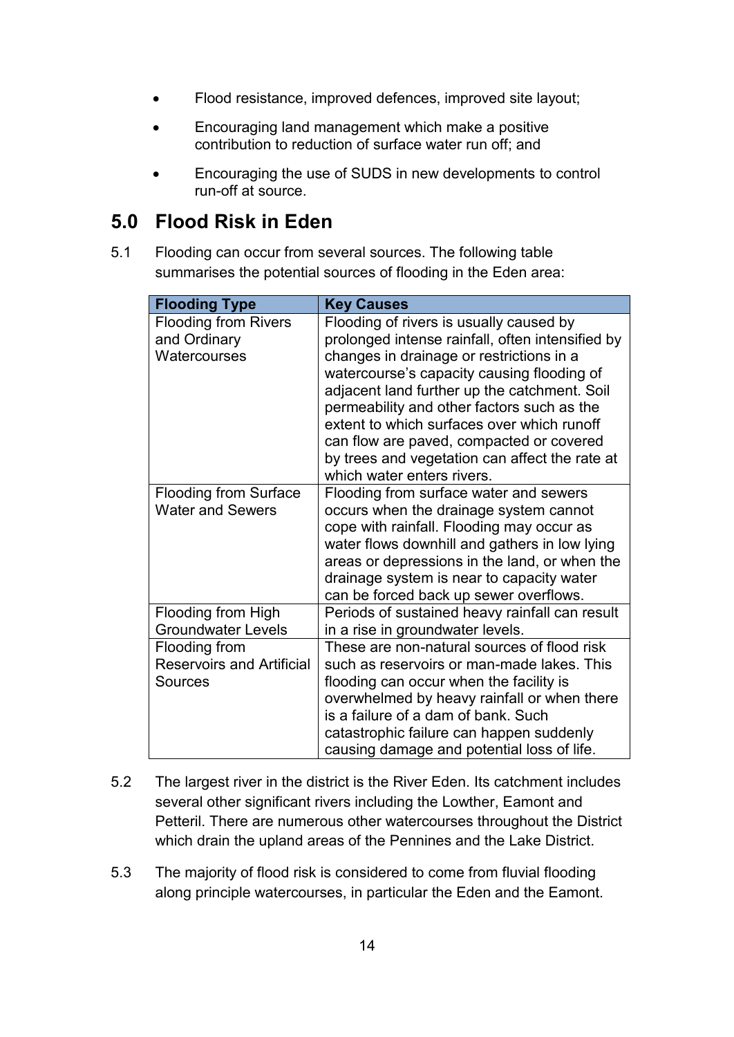- Flood resistance, improved defences, improved site layout;
- Encouraging land management which make a positive contribution to reduction of surface water run off; and
- Encouraging the use of SUDS in new developments to control run-off at source.

## 5.0 Flood Risk in Eden

5.1 Flooding can occur from several sources. The following table summarises the potential sources of flooding in the Eden area:

| Flooding Type | Key Causes |
|---|---|
| Flooding from Rivers and Ordinary Watercourses | Flooding of rivers is usually caused by prolonged intense rainfall, often intensified by changes in drainage or restrictions in a watercourse's capacity causing flooding of adjacent land further up the catchment. Soil permeability and other factors such as the extent to which surfaces over which runoff can flow are paved, compacted or covered by trees and vegetation can affect the rate at which water enters rivers. |
| Flooding from Surface Water and Sewers | Flooding from surface water and sewers occurs when the drainage system cannot cope with rainfall. Flooding may occur as water flows downhill and gathers in low lying areas or depressions in the land, or when the drainage system is near to capacity water can be forced back up sewer overflows. |
| Flooding from High Groundwater Levels | Periods of sustained heavy rainfall can result in a rise in groundwater levels. |
| Flooding from Reservoirs and Artificial Sources | These are non-natural sources of flood risk such as reservoirs or man-made lakes. This flooding can occur when the facility is overwhelmed by heavy rainfall or when there is a failure of a dam of bank. Such catastrophic failure can happen suddenly causing damage and potential loss of life. |

5.2 The largest river in the district is the River Eden. Its catchment includes several other significant rivers including the Lowther, Eamont and Petteril. There are numerous other watercourses throughout the District which drain the upland areas of the Pennines and the Lake District.

5.3 The majority of flood risk is considered to come from fluvial flooding along principle watercourses, in particular the Eden and the Eamont.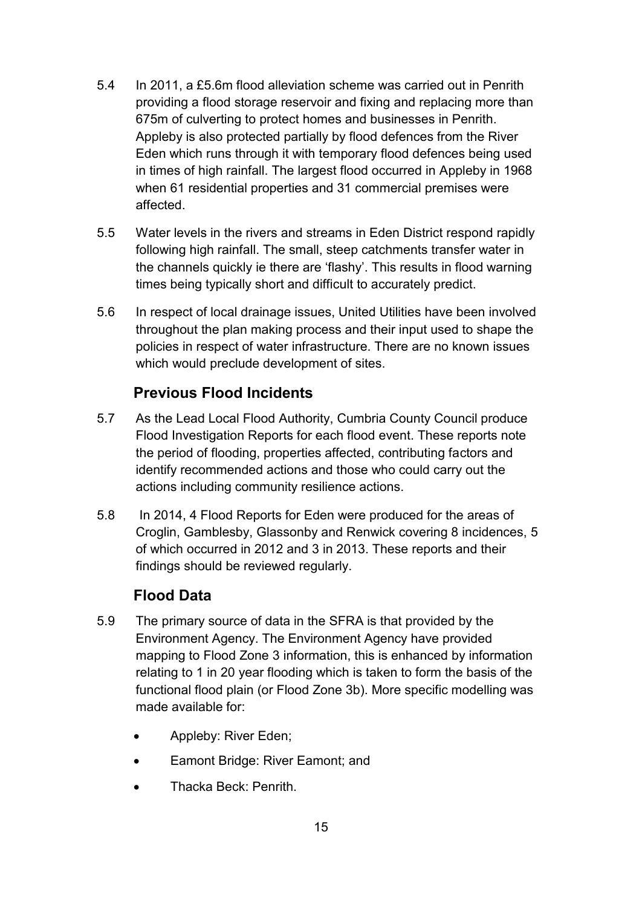5.4 In 2011, a £5.6m flood alleviation scheme was carried out in Penrith providing a flood storage reservoir and fixing and replacing more than 675m of culverting to protect homes and businesses in Penrith. Appleby is also protected partially by flood defences from the River Eden which runs through it with temporary flood defences being used in times of high rainfall. The largest flood occurred in Appleby in 1968 when 61 residential properties and 31 commercial premises were affected.

5.5 Water levels in the rivers and streams in Eden District respond rapidly following high rainfall. The small, steep catchments transfer water in the channels quickly ie there are 'flashy'. This results in flood warning times being typically short and difficult to accurately predict.

5.6 In respect of local drainage issues, United Utilities have been involved throughout the plan making process and their input used to shape the policies in respect of water infrastructure. There are no known issues which would preclude development of sites.

## Previous Flood Incidents

5.7 As the Lead Local Flood Authority, Cumbria County Council produce Flood Investigation Reports for each flood event. These reports note the period of flooding, properties affected, contributing factors and identify recommended actions and those who could carry out the actions including community resilience actions.

5.8 In 2014, 4 Flood Reports for Eden were produced for the areas of Croglin, Gamblesby, Glassonby and Renwick covering 8 incidences, 5 of which occurred in 2012 and 3 in 2013. These reports and their findings should be reviewed regularly.

## Flood Data

5.9 The primary source of data in the SFRA is that provided by the Environment Agency. The Environment Agency have provided mapping to Flood Zone 3 information, this is enhanced by information relating to 1 in 20 year flooding which is taken to form the basis of the functional flood plain (or Flood Zone 3b). More specific modelling was made available for:

- Appleby: River Eden;
- Eamont Bridge: River Eamont; and
- Thacka Beck: Penrith.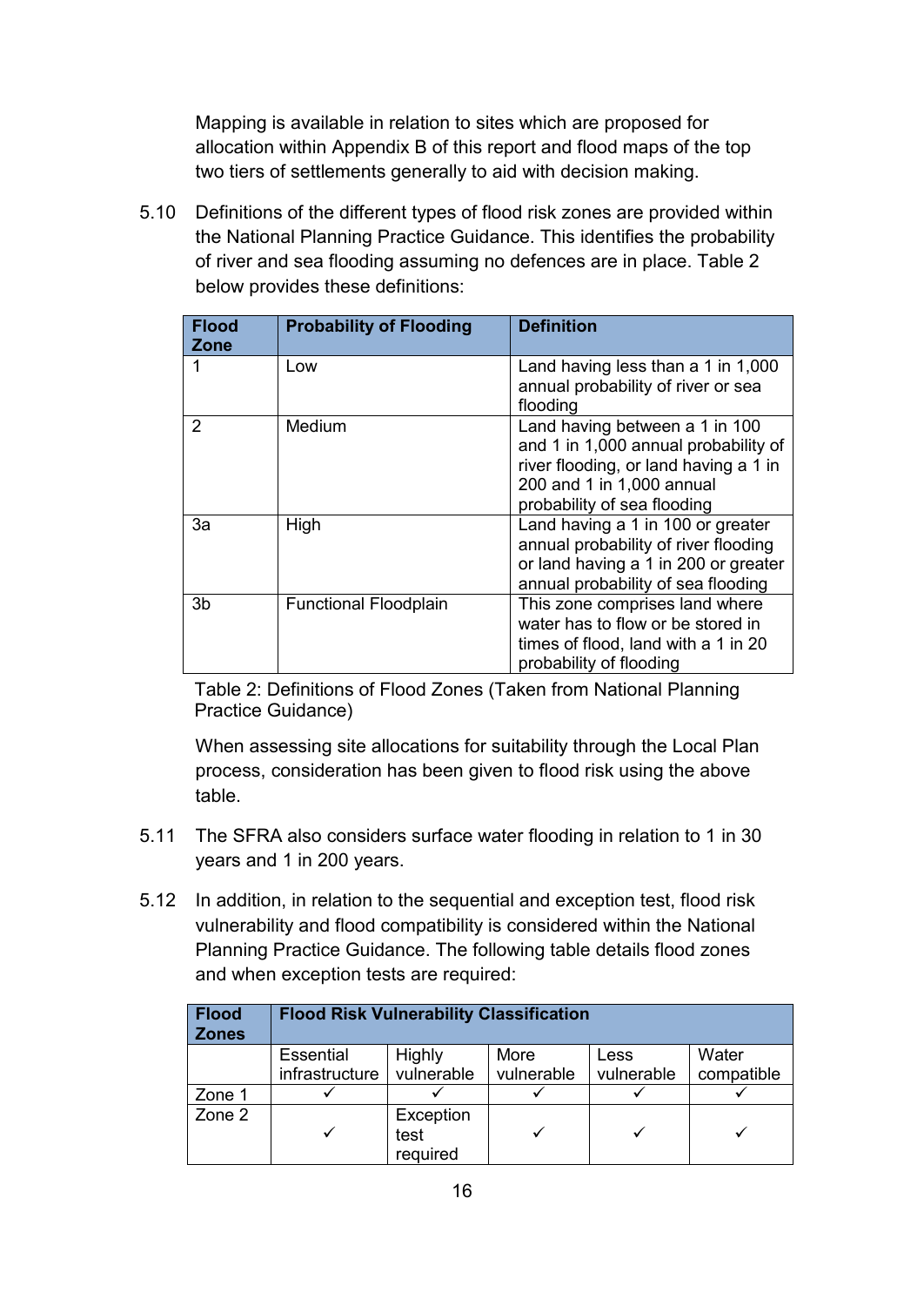Mapping is available in relation to sites which are proposed for allocation within Appendix B of this report and flood maps of the top two tiers of settlements generally to aid with decision making.

5.10 Definitions of the different types of flood risk zones are provided within the National Planning Practice Guidance. This identifies the probability of river and sea flooding assuming no defences are in place. Table 2 below provides these definitions:

| Flood Zone | Probability of Flooding | Definition |
|---|---|---|
| 1 | Low | Land having less than a 1 in 1,000 annual probability of river or sea flooding |
| 2 | Medium | Land having between a 1 in 100 and 1 in 1,000 annual probability of river flooding, or land having a 1 in 200 and 1 in 1,000 annual probability of sea flooding |
| 3a | High | Land having a 1 in 100 or greater annual probability of river flooding or land having a 1 in 200 or greater annual probability of sea flooding |
| 3b | Functional Floodplain | This zone comprises land where water has to flow or be stored in times of flood, land with a 1 in 20 probability of flooding |

Table 2: Definitions of Flood Zones (Taken from National Planning Practice Guidance)

When assessing site allocations for suitability through the Local Plan process, consideration has been given to flood risk using the above table.

5.11 The SFRA also considers surface water flooding in relation to 1 in 30 years and 1 in 200 years.

5.12 In addition, in relation to the sequential and exception test, flood risk vulnerability and flood compatibility is considered within the National Planning Practice Guidance. The following table details flood zones and when exception tests are required:

| Flood Zones | Flood Risk Vulnerability Classification | | | | |
|---|---|---|---|---|---|
| | Essential infrastructure | Highly vulnerable | More vulnerable | Less vulnerable | Water compatible |
| Zone 1 | ✓ | ✓ | ✓ | ✓ | ✓ |
| Zone 2 | ✓ | Exception test required | ✓ | ✓ | ✓ |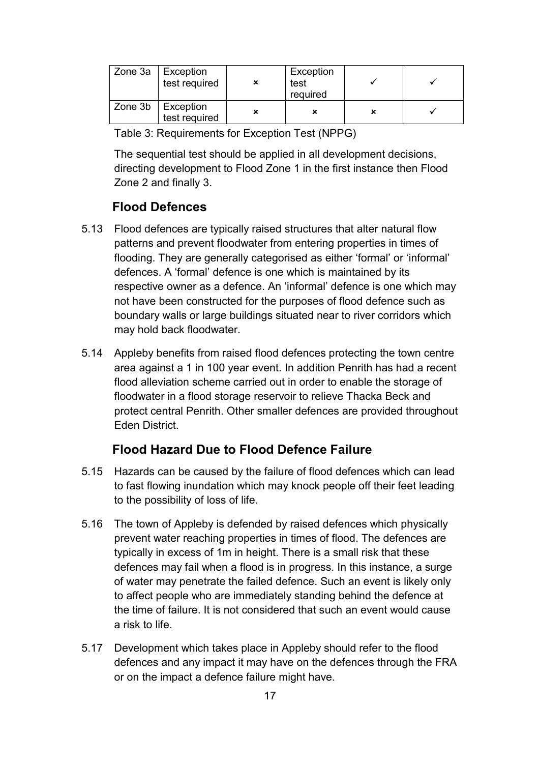| Zone 3a | Exception test required | × | Exception test required | ✓ | ✓ |
|---|---|---|---|---|---|
| Zone 3b | Exception test required | × | × | × | ✓ |

Table 3: Requirements for Exception Test (NPPG)

The sequential test should be applied in all development decisions, directing development to Flood Zone 1 in the first instance then Flood Zone 2 and finally 3.

## Flood Defences

5.13 Flood defences are typically raised structures that alter natural flow patterns and prevent floodwater from entering properties in times of flooding. They are generally categorised as either 'formal' or 'informal' defences. A 'formal' defence is one which is maintained by its respective owner as a defence. An 'informal' defence is one which may not have been constructed for the purposes of flood defence such as boundary walls or large buildings situated near to river corridors which may hold back floodwater.

5.14 Appleby benefits from raised flood defences protecting the town centre area against a 1 in 100 year event. In addition Penrith has had a recent flood alleviation scheme carried out in order to enable the storage of floodwater in a flood storage reservoir to relieve Thacka Beck and protect central Penrith. Other smaller defences are provided throughout Eden District.

## Flood Hazard Due to Flood Defence Failure

5.15 Hazards can be caused by the failure of flood defences which can lead to fast flowing inundation which may knock people off their feet leading to the possibility of loss of life.

5.16 The town of Appleby is defended by raised defences which physically prevent water reaching properties in times of flood. The defences are typically in excess of 1m in height. There is a small risk that these defences may fail when a flood is in progress. In this instance, a surge of water may penetrate the failed defence. Such an event is likely only to affect people who are immediately standing behind the defence at the time of failure. It is not considered that such an event would cause a risk to life.

5.17 Development which takes place in Appleby should refer to the flood defences and any impact it may have on the defences through the FRA or on the impact a defence failure might have.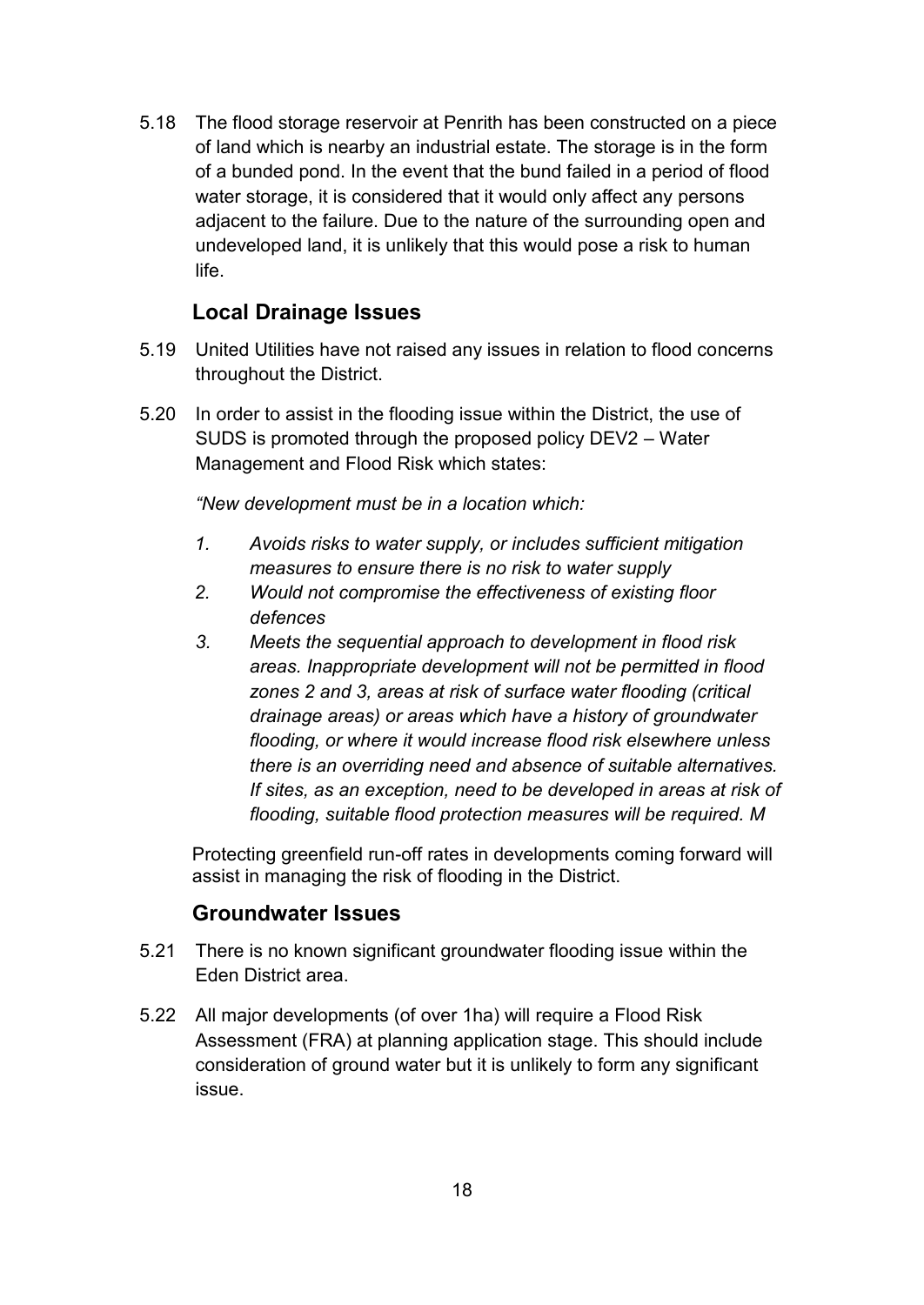5.18 The flood storage reservoir at Penrith has been constructed on a piece of land which is nearby an industrial estate. The storage is in the form of a bunded pond. In the event that the bund failed in a period of flood water storage, it is considered that it would only affect any persons adjacent to the failure. Due to the nature of the surrounding open and undeveloped land, it is unlikely that this would pose a risk to human life.

### Local Drainage Issues

5.19 United Utilities have not raised any issues in relation to flood concerns throughout the District.

5.20 In order to assist in the flooding issue within the District, the use of SUDS is promoted through the proposed policy DEV2 – Water Management and Flood Risk which states:

*"New development must be in a location which:*

1. *Avoids risks to water supply, or includes sufficient mitigation measures to ensure there is no risk to water supply*
2. *Would not compromise the effectiveness of existing floor defences*
3. *Meets the sequential approach to development in flood risk areas. Inappropriate development will not be permitted in flood zones 2 and 3, areas at risk of surface water flooding (critical drainage areas) or areas which have a history of groundwater flooding, or where it would increase flood risk elsewhere unless there is an overriding need and absence of suitable alternatives. If sites, as an exception, need to be developed in areas at risk of flooding, suitable flood protection measures will be required. M*

Protecting greenfield run-off rates in developments coming forward will assist in managing the risk of flooding in the District.

### Groundwater Issues

5.21 There is no known significant groundwater flooding issue within the Eden District area.

5.22 All major developments (of over 1ha) will require a Flood Risk Assessment (FRA) at planning application stage. This should include consideration of ground water but it is unlikely to form any significant issue.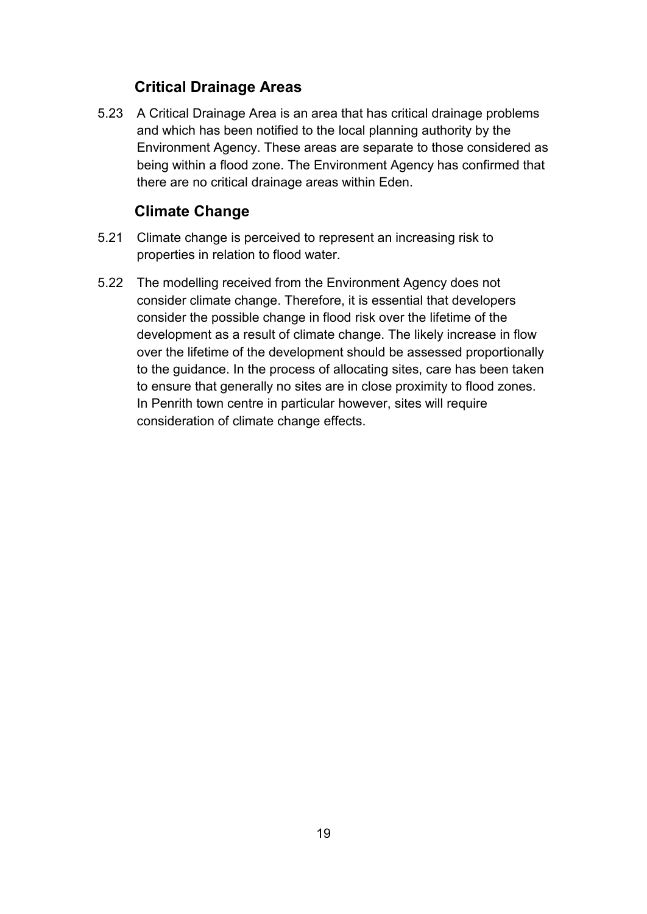## Critical Drainage Areas

5.23 A Critical Drainage Area is an area that has critical drainage problems and which has been notified to the local planning authority by the Environment Agency. These areas are separate to those considered as being within a flood zone. The Environment Agency has confirmed that there are no critical drainage areas within Eden.

## Climate Change

5.21 Climate change is perceived to represent an increasing risk to properties in relation to flood water.

5.22 The modelling received from the Environment Agency does not consider climate change. Therefore, it is essential that developers consider the possible change in flood risk over the lifetime of the development as a result of climate change. The likely increase in flow over the lifetime of the development should be assessed proportionally to the guidance. In the process of allocating sites, care has been taken to ensure that generally no sites are in close proximity to flood zones. In Penrith town centre in particular however, sites will require consideration of climate change effects.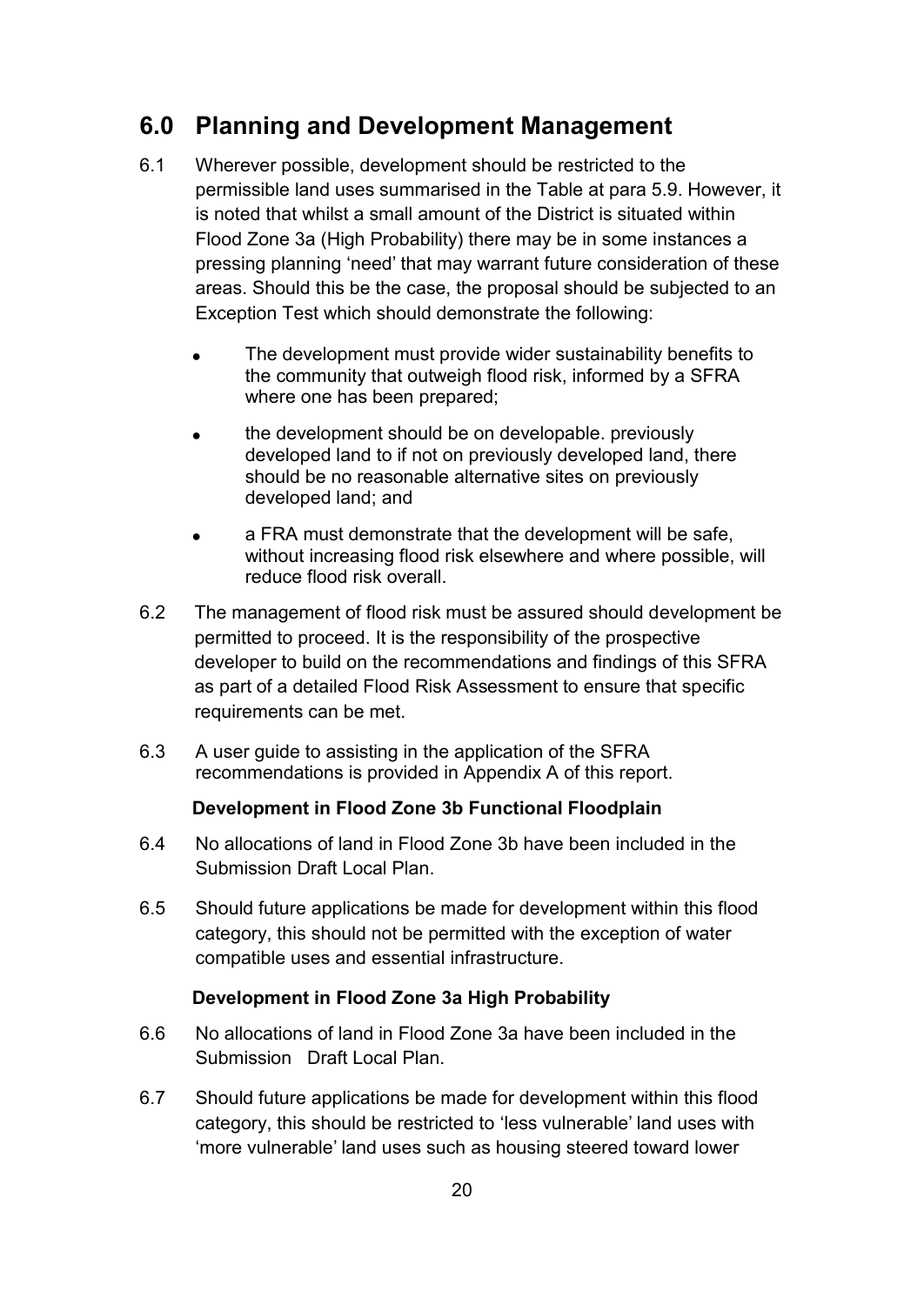## 6.0 Planning and Development Management

6.1 Wherever possible, development should be restricted to the permissible land uses summarised in the Table at para 5.9. However, it is noted that whilst a small amount of the District is situated within Flood Zone 3a (High Probability) there may be in some instances a pressing planning 'need' that may warrant future consideration of these areas. Should this be the case, the proposal should be subjected to an Exception Test which should demonstrate the following:

- The development must provide wider sustainability benefits to the community that outweigh flood risk, informed by a SFRA where one has been prepared;
- the development should be on developable. previously developed land to if not on previously developed land, there should be no reasonable alternative sites on previously developed land; and
- a FRA must demonstrate that the development will be safe, without increasing flood risk elsewhere and where possible, will reduce flood risk overall.

6.2 The management of flood risk must be assured should development be permitted to proceed. It is the responsibility of the prospective developer to build on the recommendations and findings of this SFRA as part of a detailed Flood Risk Assessment to ensure that specific requirements can be met.

6.3 A user guide to assisting in the application of the SFRA recommendations is provided in Appendix A of this report.

**Development in Flood Zone 3b Functional Floodplain**

6.4 No allocations of land in Flood Zone 3b have been included in the Submission Draft Local Plan.

6.5 Should future applications be made for development within this flood category, this should not be permitted with the exception of water compatible uses and essential infrastructure.

**Development in Flood Zone 3a High Probability**

6.6 No allocations of land in Flood Zone 3a have been included in the Submission Draft Local Plan.

6.7 Should future applications be made for development within this flood category, this should be restricted to 'less vulnerable' land uses with 'more vulnerable' land uses such as housing steered toward lower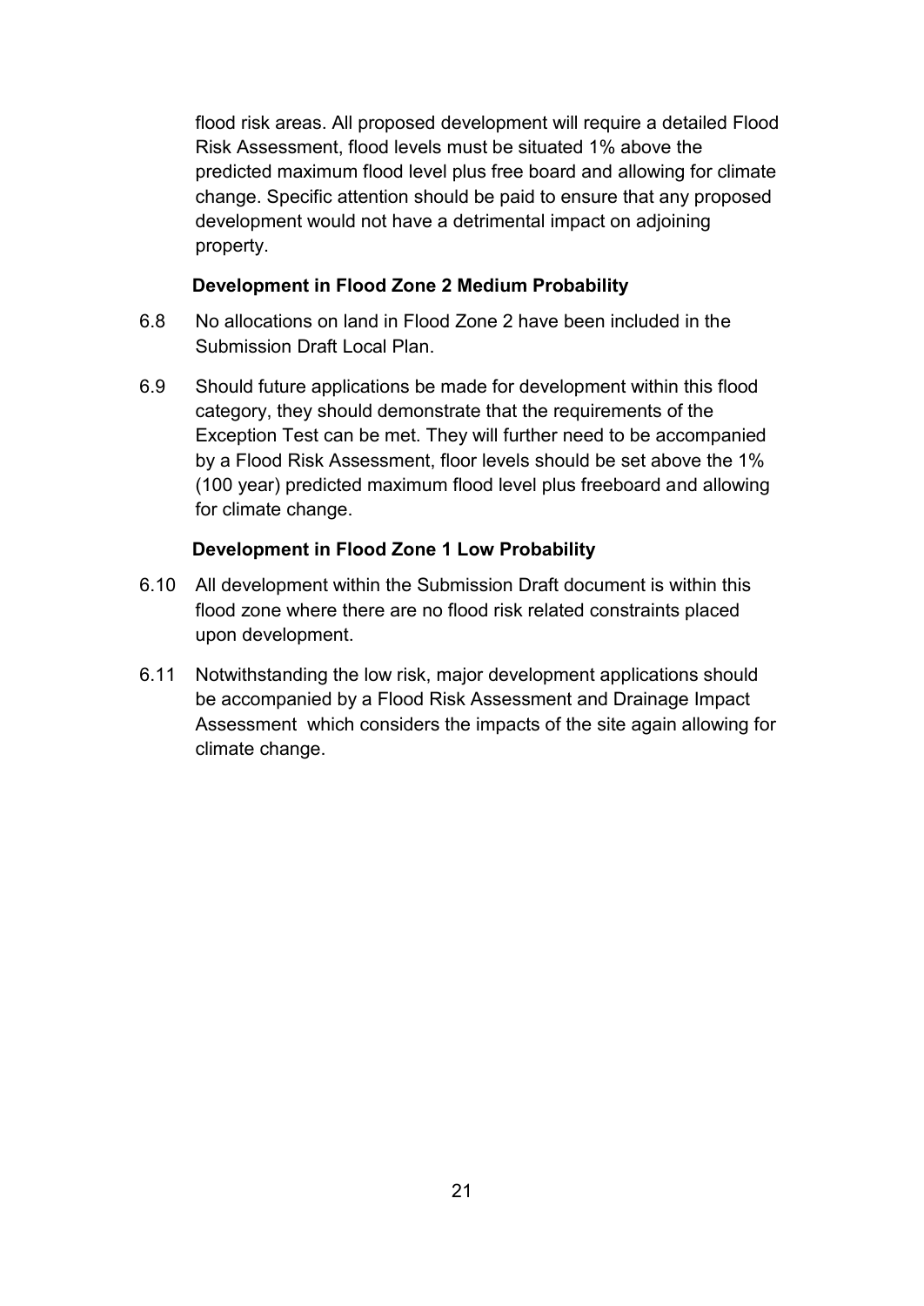flood risk areas. All proposed development will require a detailed Flood Risk Assessment, flood levels must be situated 1% above the predicted maximum flood level plus free board and allowing for climate change. Specific attention should be paid to ensure that any proposed development would not have a detrimental impact on adjoining property.

**Development in Flood Zone 2 Medium Probability**

6.8 No allocations on land in Flood Zone 2 have been included in the Submission Draft Local Plan.

6.9 Should future applications be made for development within this flood category, they should demonstrate that the requirements of the Exception Test can be met. They will further need to be accompanied by a Flood Risk Assessment, floor levels should be set above the 1% (100 year) predicted maximum flood level plus freeboard and allowing for climate change.

**Development in Flood Zone 1 Low Probability**

6.10 All development within the Submission Draft document is within this flood zone where there are no flood risk related constraints placed upon development.

6.11 Notwithstanding the low risk, major development applications should be accompanied by a Flood Risk Assessment and Drainage Impact Assessment which considers the impacts of the site again allowing for climate change.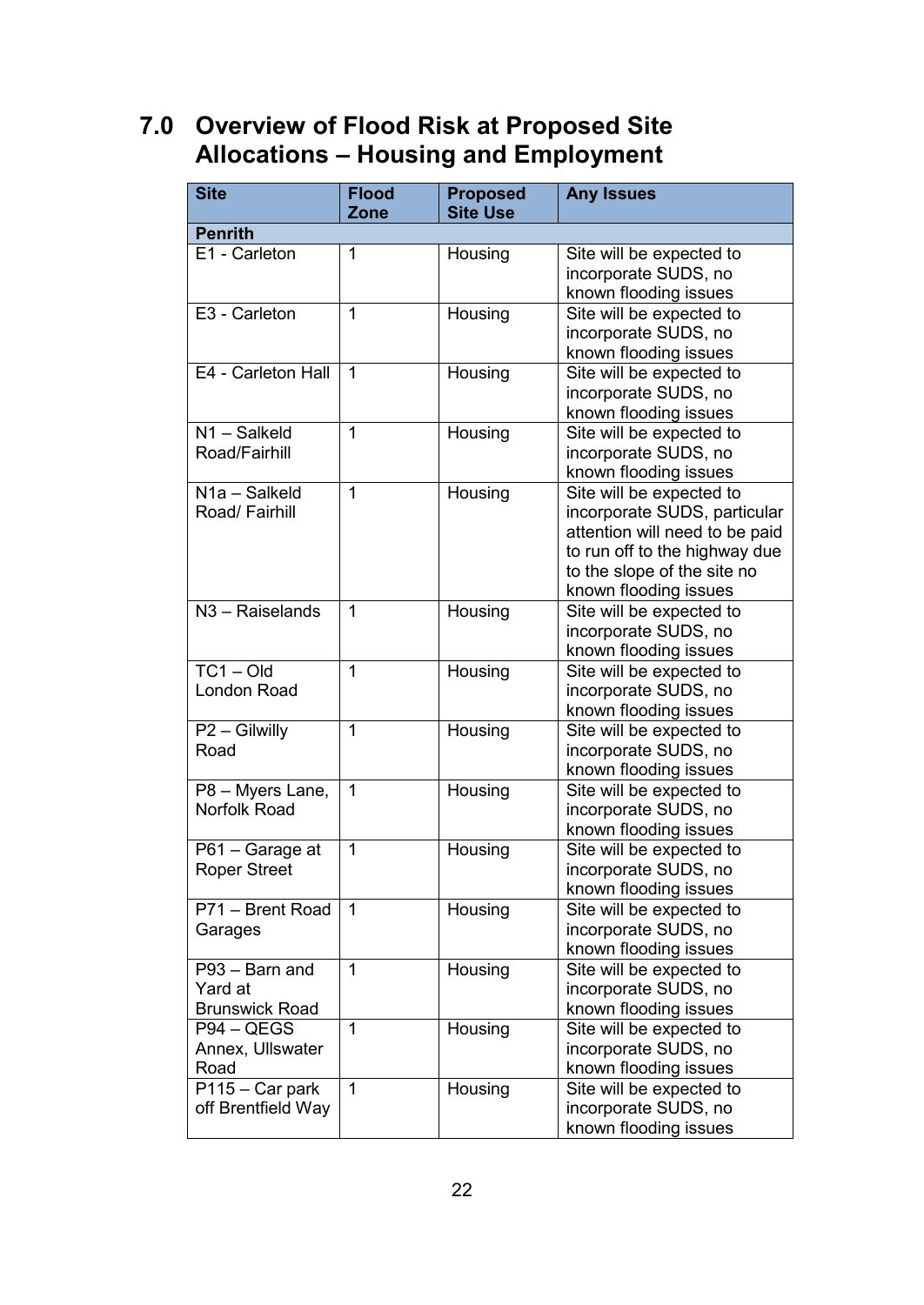# 7.0 Overview of Flood Risk at Proposed Site Allocations – Housing and Employment

| Site | Flood Zone | Proposed Site Use | Any Issues |
|---|---|---|---|
| **Penrith** | | | |
| E1 - Carleton | 1 | Housing | Site will be expected to incorporate SUDS, no known flooding issues |
| E3 - Carleton | 1 | Housing | Site will be expected to incorporate SUDS, no known flooding issues |
| E4 - Carleton Hall | 1 | Housing | Site will be expected to incorporate SUDS, no known flooding issues |
| N1 – Salkeld Road/Fairhill | 1 | Housing | Site will be expected to incorporate SUDS, no known flooding issues |
| N1a – Salkeld Road/ Fairhill | 1 | Housing | Site will be expected to incorporate SUDS, particular attention will need to be paid to run off to the highway due to the slope of the site no known flooding issues |
| N3 – Raiselands | 1 | Housing | Site will be expected to incorporate SUDS, no known flooding issues |
| TC1 – Old London Road | 1 | Housing | Site will be expected to incorporate SUDS, no known flooding issues |
| P2 – Gilwilly Road | 1 | Housing | Site will be expected to incorporate SUDS, no known flooding issues |
| P8 – Myers Lane, Norfolk Road | 1 | Housing | Site will be expected to incorporate SUDS, no known flooding issues |
| P61 – Garage at Roper Street | 1 | Housing | Site will be expected to incorporate SUDS, no known flooding issues |
| P71 – Brent Road Garages | 1 | Housing | Site will be expected to incorporate SUDS, no known flooding issues |
| P93 – Barn and Yard at Brunswick Road | 1 | Housing | Site will be expected to incorporate SUDS, no known flooding issues |
| P94 – QEGS Annex, Ullswater Road | 1 | Housing | Site will be expected to incorporate SUDS, no known flooding issues |
| P115 – Car park off Brentfield Way | 1 | Housing | Site will be expected to incorporate SUDS, no known flooding issues |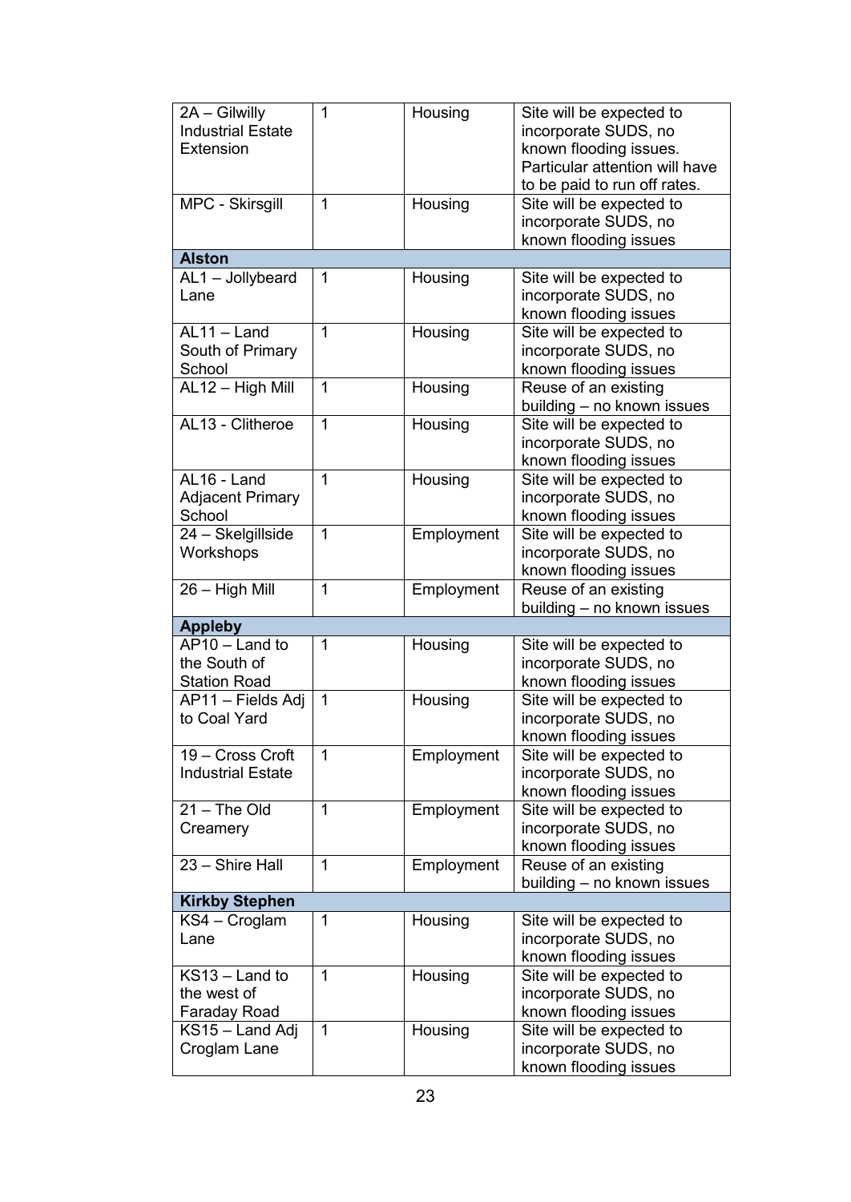| | | | |
|---|---|---|---|
| 2A – Gilwilly Industrial Estate Extension | 1 | Housing | Site will be expected to incorporate SUDS, no known flooding issues. Particular attention will have to be paid to run off rates. |
| MPC - Skirsgill | 1 | Housing | Site will be expected to incorporate SUDS, no known flooding issues |
| **Alston** | | | |
| AL1 – Jollybeard Lane | 1 | Housing | Site will be expected to incorporate SUDS, no known flooding issues |
| AL11 – Land South of Primary School | 1 | Housing | Site will be expected to incorporate SUDS, no known flooding issues |
| AL12 – High Mill | 1 | Housing | Reuse of an existing building – no known issues |
| AL13 - Clitheroe | 1 | Housing | Site will be expected to incorporate SUDS, no known flooding issues |
| AL16 - Land Adjacent Primary School | 1 | Housing | Site will be expected to incorporate SUDS, no known flooding issues |
| 24 – Skelgillside Workshops | 1 | Employment | Site will be expected to incorporate SUDS, no known flooding issues |
| 26 – High Mill | 1 | Employment | Reuse of an existing building – no known issues |
| **Appleby** | | | |
| AP10 – Land to the South of Station Road | 1 | Housing | Site will be expected to incorporate SUDS, no known flooding issues |
| AP11 – Fields Adj to Coal Yard | 1 | Housing | Site will be expected to incorporate SUDS, no known flooding issues |
| 19 – Cross Croft Industrial Estate | 1 | Employment | Site will be expected to incorporate SUDS, no known flooding issues |
| 21 – The Old Creamery | 1 | Employment | Site will be expected to incorporate SUDS, no known flooding issues |
| 23 – Shire Hall | 1 | Employment | Reuse of an existing building – no known issues |
| **Kirkby Stephen** | | | |
| KS4 – Croglam Lane | 1 | Housing | Site will be expected to incorporate SUDS, no known flooding issues |
| KS13 – Land to the west of Faraday Road | 1 | Housing | Site will be expected to incorporate SUDS, no known flooding issues |
| KS15 – Land Adj Croglam Lane | 1 | Housing | Site will be expected to incorporate SUDS, no known flooding issues |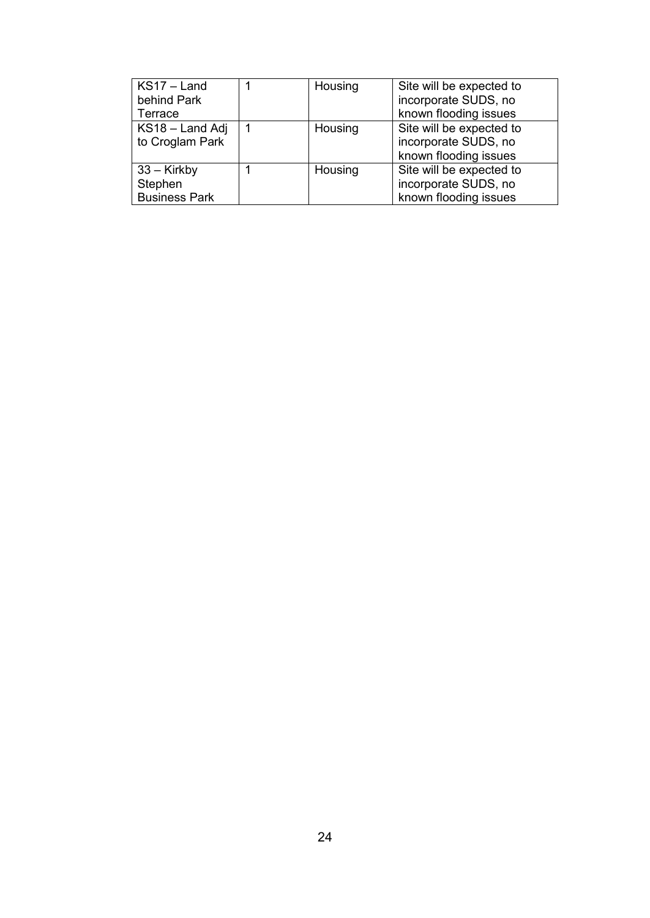| KS17 – Land behind Park Terrace | 1 | Housing | Site will be expected to incorporate SUDS, no known flooding issues |
|---|---|---|---|
| KS18 – Land Adj to Croglam Park | 1 | Housing | Site will be expected to incorporate SUDS, no known flooding issues |
| 33 – Kirkby Stephen Business Park | 1 | Housing | Site will be expected to incorporate SUDS, no known flooding issues |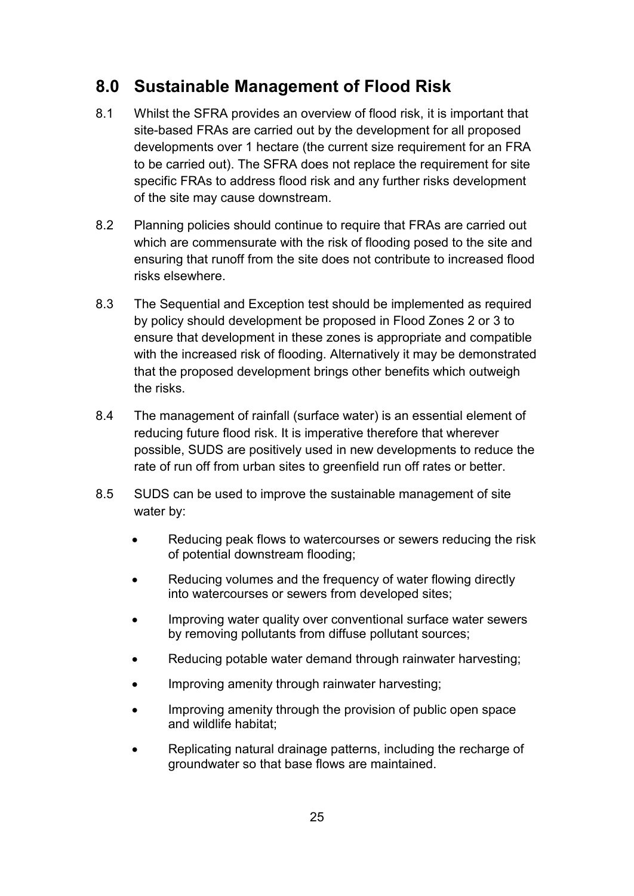## 8.0 Sustainable Management of Flood Risk

8.1 Whilst the SFRA provides an overview of flood risk, it is important that site-based FRAs are carried out by the development for all proposed developments over 1 hectare (the current size requirement for an FRA to be carried out). The SFRA does not replace the requirement for site specific FRAs to address flood risk and any further risks development of the site may cause downstream.

8.2 Planning policies should continue to require that FRAs are carried out which are commensurate with the risk of flooding posed to the site and ensuring that runoff from the site does not contribute to increased flood risks elsewhere.

8.3 The Sequential and Exception test should be implemented as required by policy should development be proposed in Flood Zones 2 or 3 to ensure that development in these zones is appropriate and compatible with the increased risk of flooding. Alternatively it may be demonstrated that the proposed development brings other benefits which outweigh the risks.

8.4 The management of rainfall (surface water) is an essential element of reducing future flood risk. It is imperative therefore that wherever possible, SUDS are positively used in new developments to reduce the rate of run off from urban sites to greenfield run off rates or better.

8.5 SUDS can be used to improve the sustainable management of site water by:

- Reducing peak flows to watercourses or sewers reducing the risk of potential downstream flooding;
- Reducing volumes and the frequency of water flowing directly into watercourses or sewers from developed sites;
- Improving water quality over conventional surface water sewers by removing pollutants from diffuse pollutant sources;
- Reducing potable water demand through rainwater harvesting;
- Improving amenity through rainwater harvesting;
- Improving amenity through the provision of public open space and wildlife habitat;
- Replicating natural drainage patterns, including the recharge of groundwater so that base flows are maintained.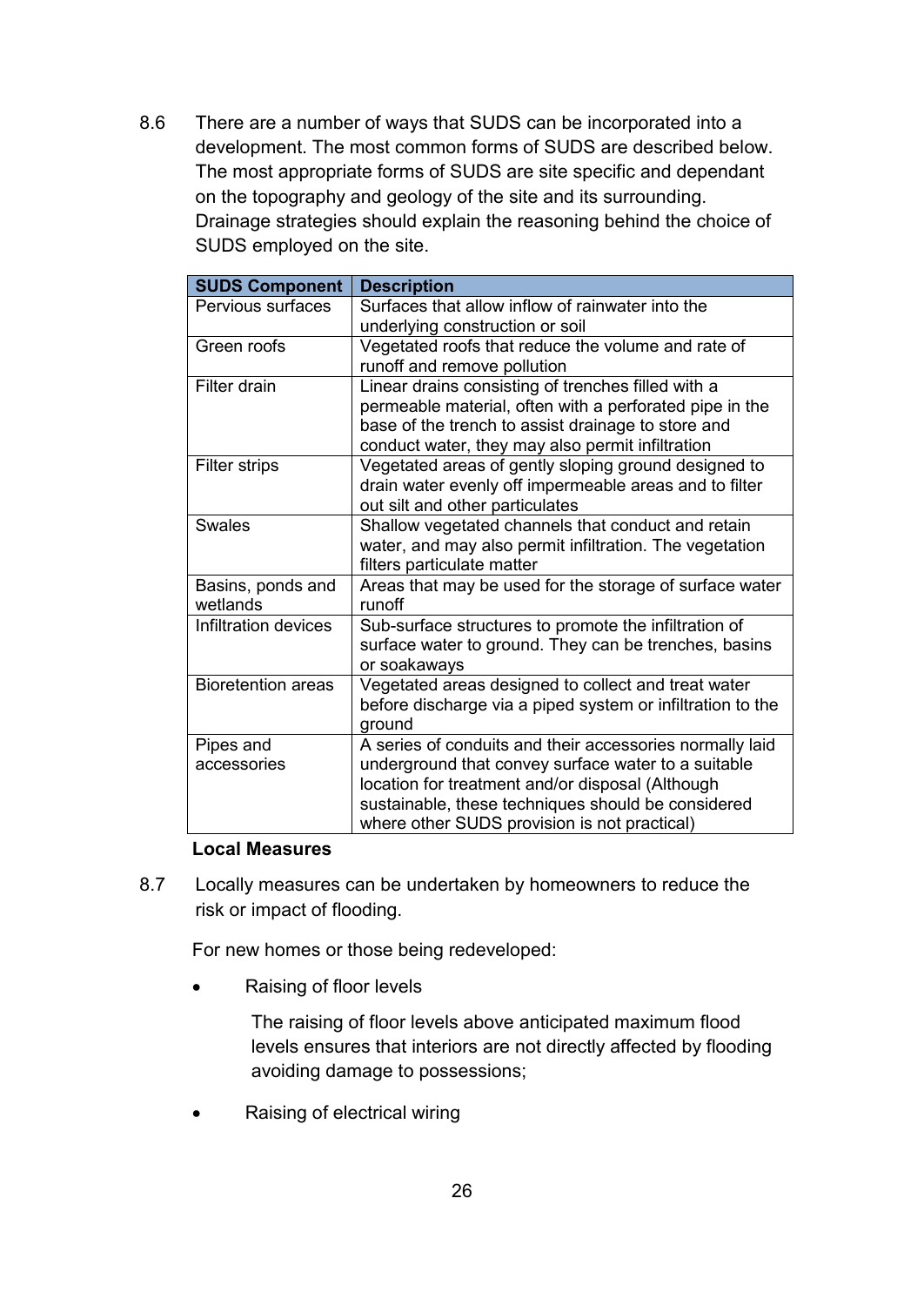8.6 There are a number of ways that SUDS can be incorporated into a development. The most common forms of SUDS are described below. The most appropriate forms of SUDS are site specific and dependant on the topography and geology of the site and its surrounding. Drainage strategies should explain the reasoning behind the choice of SUDS employed on the site.

| SUDS Component | Description |
|---|---|
| Pervious surfaces | Surfaces that allow inflow of rainwater into the underlying construction or soil |
| Green roofs | Vegetated roofs that reduce the volume and rate of runoff and remove pollution |
| Filter drain | Linear drains consisting of trenches filled with a permeable material, often with a perforated pipe in the base of the trench to assist drainage to store and conduct water, they may also permit infiltration |
| Filter strips | Vegetated areas of gently sloping ground designed to drain water evenly off impermeable areas and to filter out silt and other particulates |
| Swales | Shallow vegetated channels that conduct and retain water, and may also permit infiltration. The vegetation filters particulate matter |
| Basins, ponds and wetlands | Areas that may be used for the storage of surface water runoff |
| Infiltration devices | Sub-surface structures to promote the infiltration of surface water to ground. They can be trenches, basins or soakaways |
| Bioretention areas | Vegetated areas designed to collect and treat water before discharge via a piped system or infiltration to the ground |
| Pipes and accessories | A series of conduits and their accessories normally laid underground that convey surface water to a suitable location for treatment and/or disposal (Although sustainable, these techniques should be considered where other SUDS provision is not practical) |

**Local Measures**

8.7 Locally measures can be undertaken by homeowners to reduce the risk or impact of flooding.

For new homes or those being redeveloped:

- Raising of floor levels

  The raising of floor levels above anticipated maximum flood levels ensures that interiors are not directly affected by flooding avoiding damage to possessions;

- Raising of electrical wiring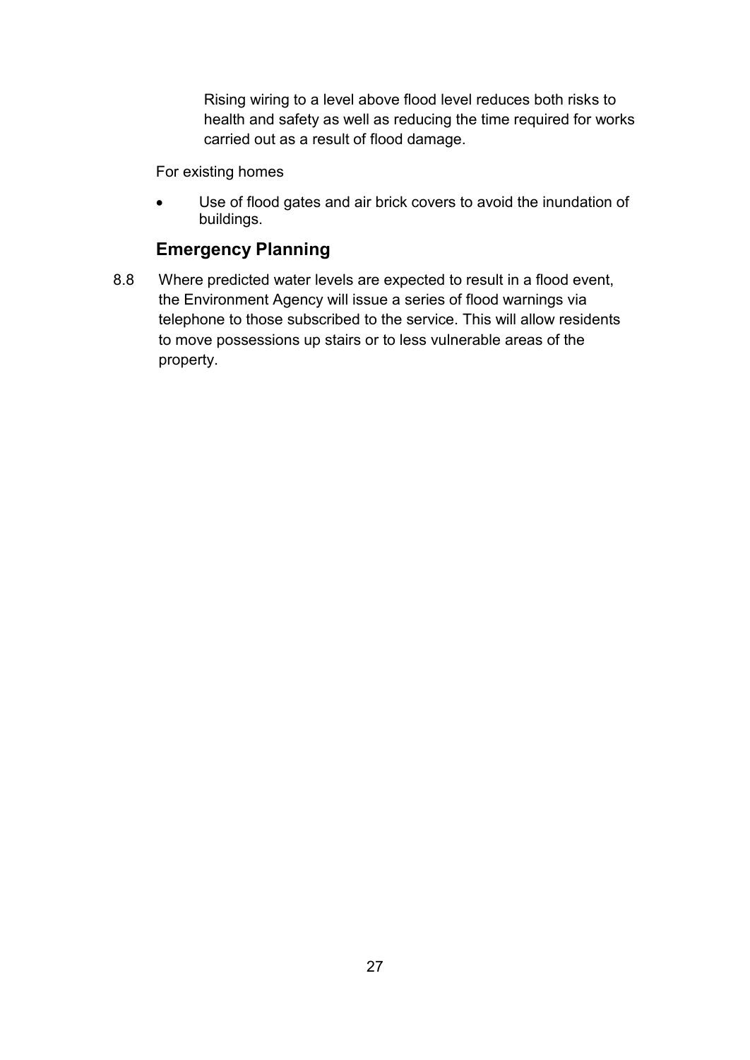Rising wiring to a level above flood level reduces both risks to health and safety as well as reducing the time required for works carried out as a result of flood damage.

For existing homes

- Use of flood gates and air brick covers to avoid the inundation of buildings.

## Emergency Planning

8.8 Where predicted water levels are expected to result in a flood event, the Environment Agency will issue a series of flood warnings via telephone to those subscribed to the service. This will allow residents to move possessions up stairs or to less vulnerable areas of the property.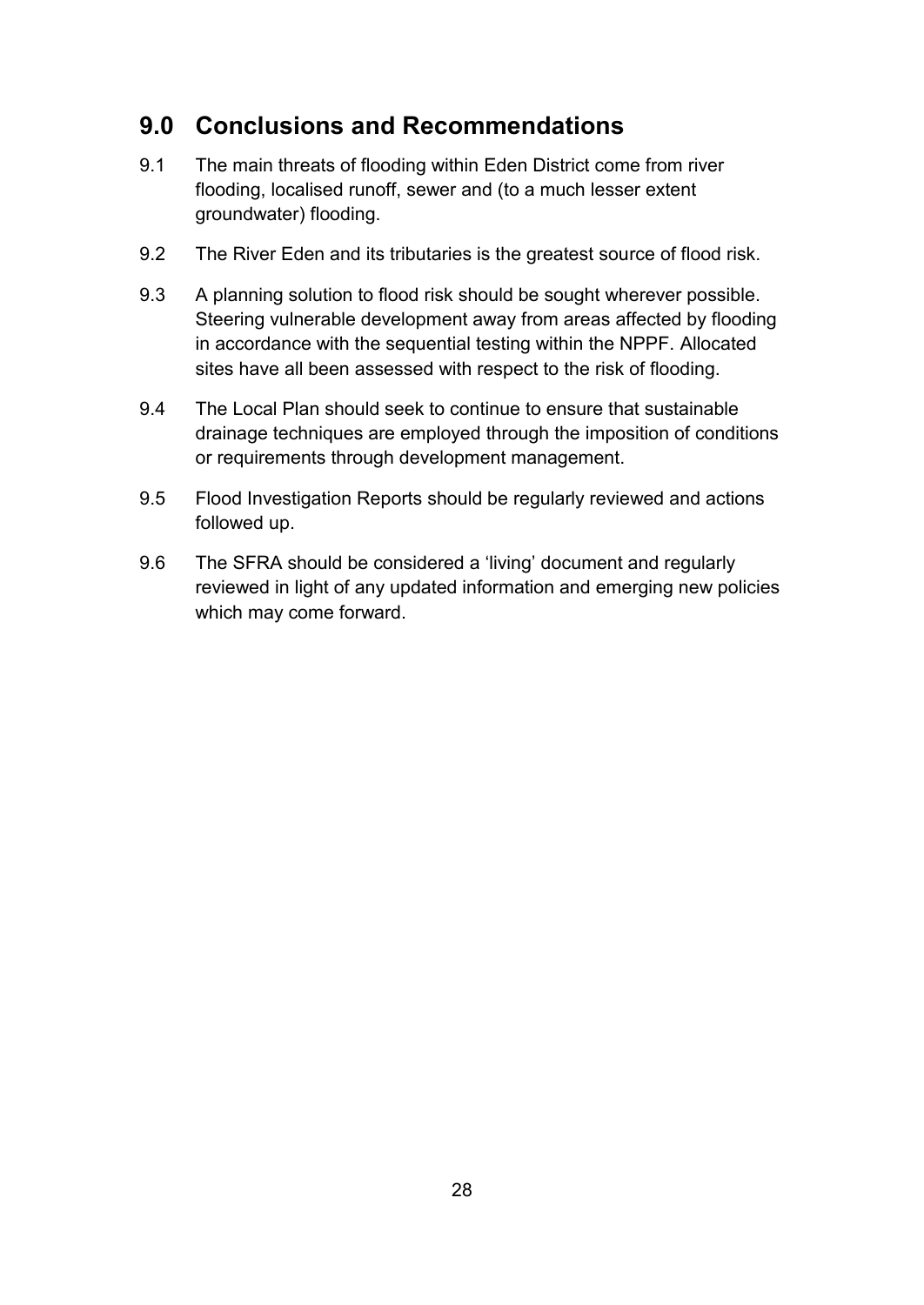## 9.0 Conclusions and Recommendations

9.1 The main threats of flooding within Eden District come from river flooding, localised runoff, sewer and (to a much lesser extent groundwater) flooding.

9.2 The River Eden and its tributaries is the greatest source of flood risk.

9.3 A planning solution to flood risk should be sought wherever possible. Steering vulnerable development away from areas affected by flooding in accordance with the sequential testing within the NPPF. Allocated sites have all been assessed with respect to the risk of flooding.

9.4 The Local Plan should seek to continue to ensure that sustainable drainage techniques are employed through the imposition of conditions or requirements through development management.

9.5 Flood Investigation Reports should be regularly reviewed and actions followed up.

9.6 The SFRA should be considered a 'living' document and regularly reviewed in light of any updated information and emerging new policies which may come forward.